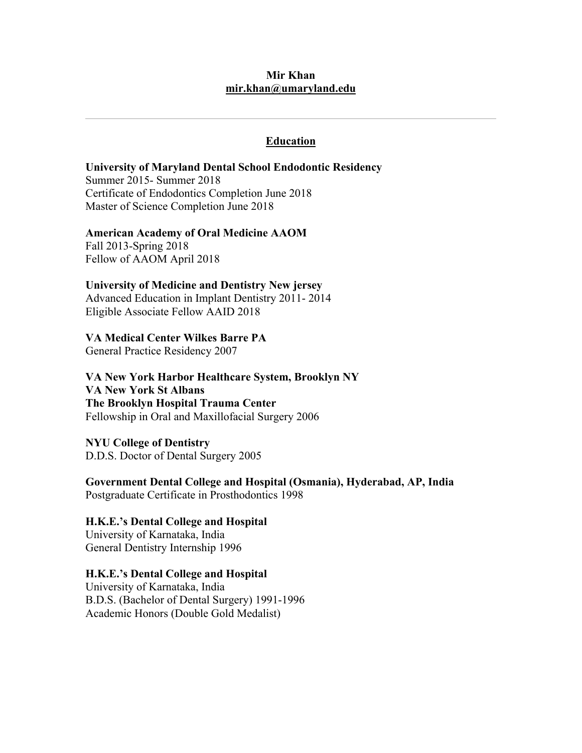**Mir Khan**
**mir.khan@umaryland.edu**

---

## Education

**University of Maryland Dental School Endodontic Residency**
Summer 2015- Summer 2018
Certificate of Endodontics Completion June 2018
Master of Science Completion June 2018

**American Academy of Oral Medicine AAOM**
Fall 2013-Spring 2018
Fellow of AAOM April 2018

**University of Medicine and Dentistry New jersey**
Advanced Education in Implant Dentistry 2011- 2014
Eligible Associate Fellow AAID 2018

**VA Medical Center Wilkes Barre PA**
General Practice Residency 2007

**VA New York Harbor Healthcare System, Brooklyn NY**
**VA New York St Albans**
**The Brooklyn Hospital Trauma Center**
Fellowship in Oral and Maxillofacial Surgery 2006

**NYU College of Dentistry**
D.D.S. Doctor of Dental Surgery 2005

**Government Dental College and Hospital (Osmania), Hyderabad, AP, India**
Postgraduate Certificate in Prosthodontics 1998

**H.K.E.'s Dental College and Hospital**
University of Karnataka, India
General Dentistry Internship 1996

**H.K.E.'s Dental College and Hospital**
University of Karnataka, India
B.D.S. (Bachelor of Dental Surgery) 1991-1996
Academic Honors (Double Gold Medalist)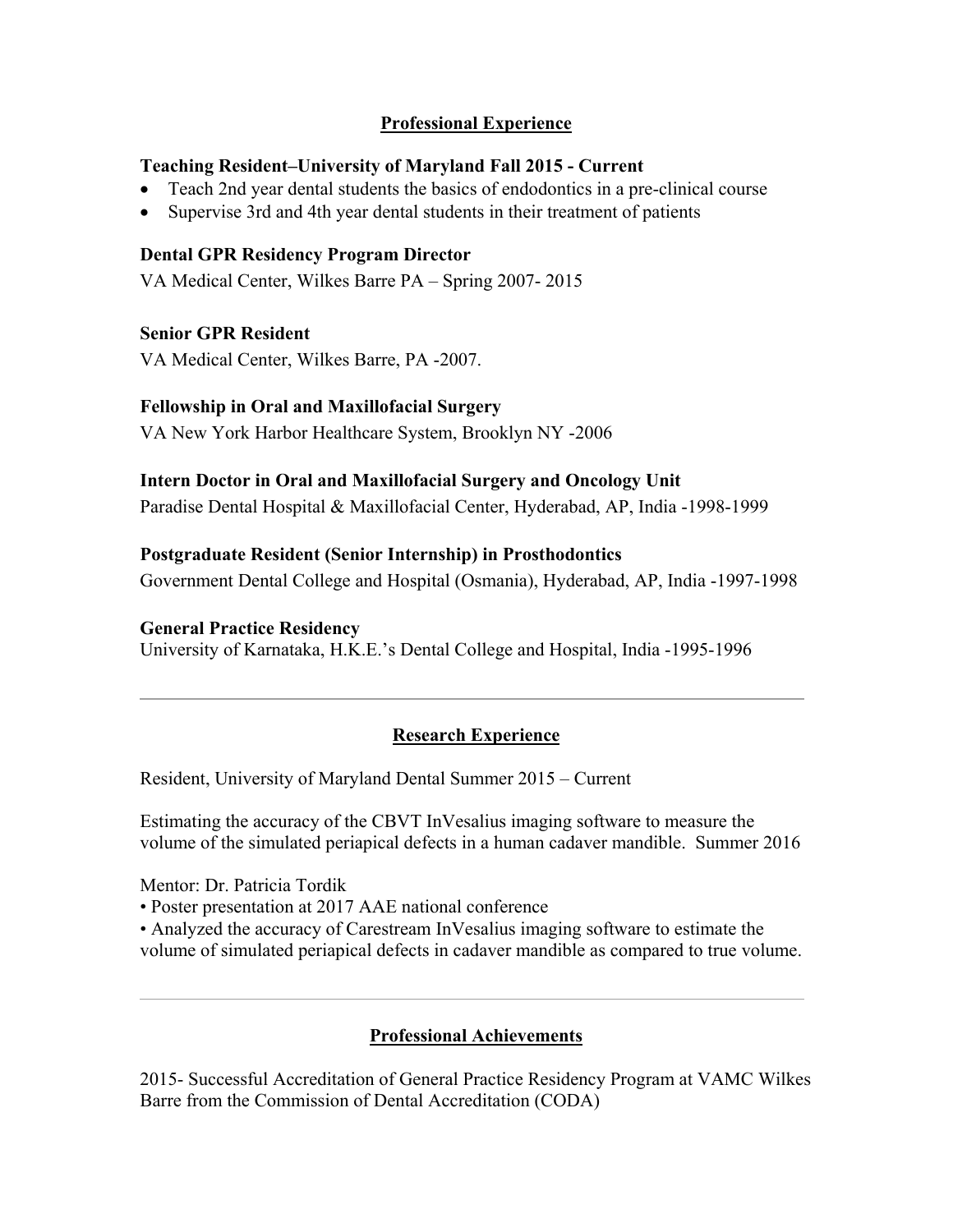## Professional Experience

**Teaching Resident–University of Maryland Fall 2015 - Current**

- Teach 2nd year dental students the basics of endodontics in a pre-clinical course
- Supervise 3rd and 4th year dental students in their treatment of patients

**Dental GPR Residency Program Director**

VA Medical Center, Wilkes Barre PA – Spring 2007- 2015

**Senior GPR Resident**

VA Medical Center, Wilkes Barre, PA -2007.

**Fellowship in Oral and Maxillofacial Surgery**

VA New York Harbor Healthcare System, Brooklyn NY -2006

**Intern Doctor in Oral and Maxillofacial Surgery and Oncology Unit**

Paradise Dental Hospital & Maxillofacial Center, Hyderabad, AP, India -1998-1999

**Postgraduate Resident (Senior Internship) in Prosthodontics**

Government Dental College and Hospital (Osmania), Hyderabad, AP, India -1997-1998

**General Practice Residency**

University of Karnataka, H.K.E.'s Dental College and Hospital, India -1995-1996

---

## Research Experience

Resident, University of Maryland Dental Summer 2015 – Current

Estimating the accuracy of the CBVT InVesalius imaging software to measure the volume of the simulated periapical defects in a human cadaver mandible. Summer 2016

Mentor: Dr. Patricia Tordik

- Poster presentation at 2017 AAE national conference
- Analyzed the accuracy of Carestream InVesalius imaging software to estimate the volume of simulated periapical defects in cadaver mandible as compared to true volume.

---

## Professional Achievements

2015- Successful Accreditation of General Practice Residency Program at VAMC Wilkes Barre from the Commission of Dental Accreditation (CODA)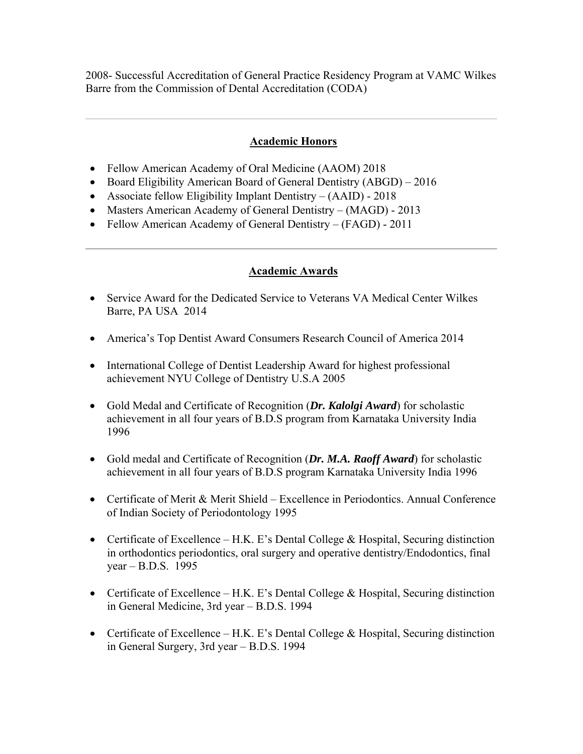2008- Successful Accreditation of General Practice Residency Program at VAMC Wilkes Barre from the Commission of Dental Accreditation (CODA)

---

## Academic Honors

- Fellow American Academy of Oral Medicine (AAOM) 2018
- Board Eligibility American Board of General Dentistry (ABGD) – 2016
- Associate fellow Eligibility Implant Dentistry – (AAID) - 2018
- Masters American Academy of General Dentistry – (MAGD) - 2013
- Fellow American Academy of General Dentistry – (FAGD) - 2011

---

## Academic Awards

- Service Award for the Dedicated Service to Veterans VA Medical Center Wilkes Barre, PA USA 2014

- America's Top Dentist Award Consumers Research Council of America 2014

- International College of Dentist Leadership Award for highest professional achievement NYU College of Dentistry U.S.A 2005

- Gold Medal and Certificate of Recognition (***Dr. Kalolgi Award***) for scholastic achievement in all four years of B.D.S program from Karnataka University India 1996

- Gold medal and Certificate of Recognition (***Dr. M.A. Raoff Award***) for scholastic achievement in all four years of B.D.S program Karnataka University India 1996

- Certificate of Merit & Merit Shield – Excellence in Periodontics. Annual Conference of Indian Society of Periodontology 1995

- Certificate of Excellence – H.K. E's Dental College & Hospital, Securing distinction in orthodontics periodontics, oral surgery and operative dentistry/Endodontics, final year – B.D.S. 1995

- Certificate of Excellence – H.K. E's Dental College & Hospital, Securing distinction in General Medicine, 3rd year – B.D.S. 1994

- Certificate of Excellence – H.K. E's Dental College & Hospital, Securing distinction in General Surgery, 3rd year – B.D.S. 1994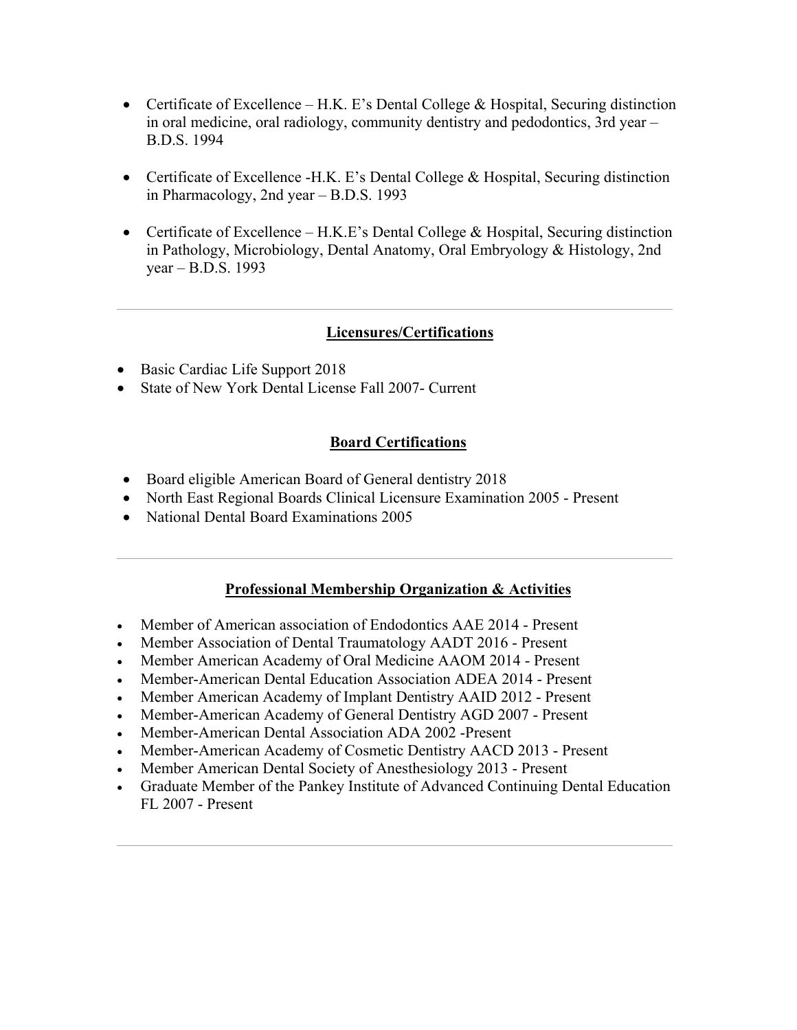- Certificate of Excellence – H.K. E's Dental College & Hospital, Securing distinction in oral medicine, oral radiology, community dentistry and pedodontics, 3rd year – B.D.S. 1994

- Certificate of Excellence -H.K. E's Dental College & Hospital, Securing distinction in Pharmacology, 2nd year – B.D.S. 1993

- Certificate of Excellence – H.K.E's Dental College & Hospital, Securing distinction in Pathology, Microbiology, Dental Anatomy, Oral Embryology & Histology, 2nd year – B.D.S. 1993

---

## Licensures/Certifications

- Basic Cardiac Life Support 2018
- State of New York Dental License Fall 2007- Current

## Board Certifications

- Board eligible American Board of General dentistry 2018
- North East Regional Boards Clinical Licensure Examination 2005 - Present
- National Dental Board Examinations 2005

---

## Professional Membership Organization & Activities

- Member of American association of Endodontics AAE 2014 - Present
- Member Association of Dental Traumatology AADT 2016 - Present
- Member American Academy of Oral Medicine AAOM 2014 - Present
- Member-American Dental Education Association ADEA 2014 - Present
- Member American Academy of Implant Dentistry AAID 2012 - Present
- Member-American Academy of General Dentistry AGD 2007 - Present
- Member-American Dental Association ADA 2002 -Present
- Member-American Academy of Cosmetic Dentistry AACD 2013 - Present
- Member American Dental Society of Anesthesiology 2013 - Present
- Graduate Member of the Pankey Institute of Advanced Continuing Dental Education FL 2007 - Present

---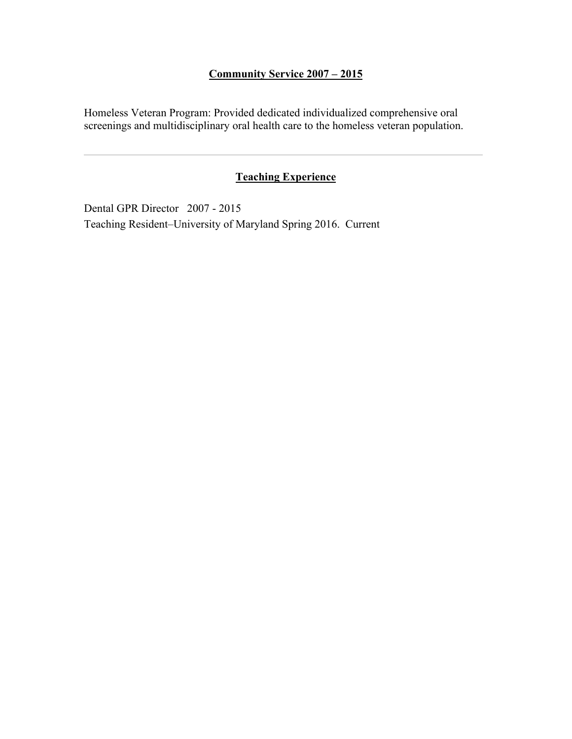## **Community Service 2007 – 2015**

Homeless Veteran Program: Provided dedicated individualized comprehensive oral screenings and multidisciplinary oral health care to the homeless veteran population.

---

## **Teaching Experience**

Dental GPR Director 2007 - 2015

Teaching Resident–University of Maryland Spring 2016. Current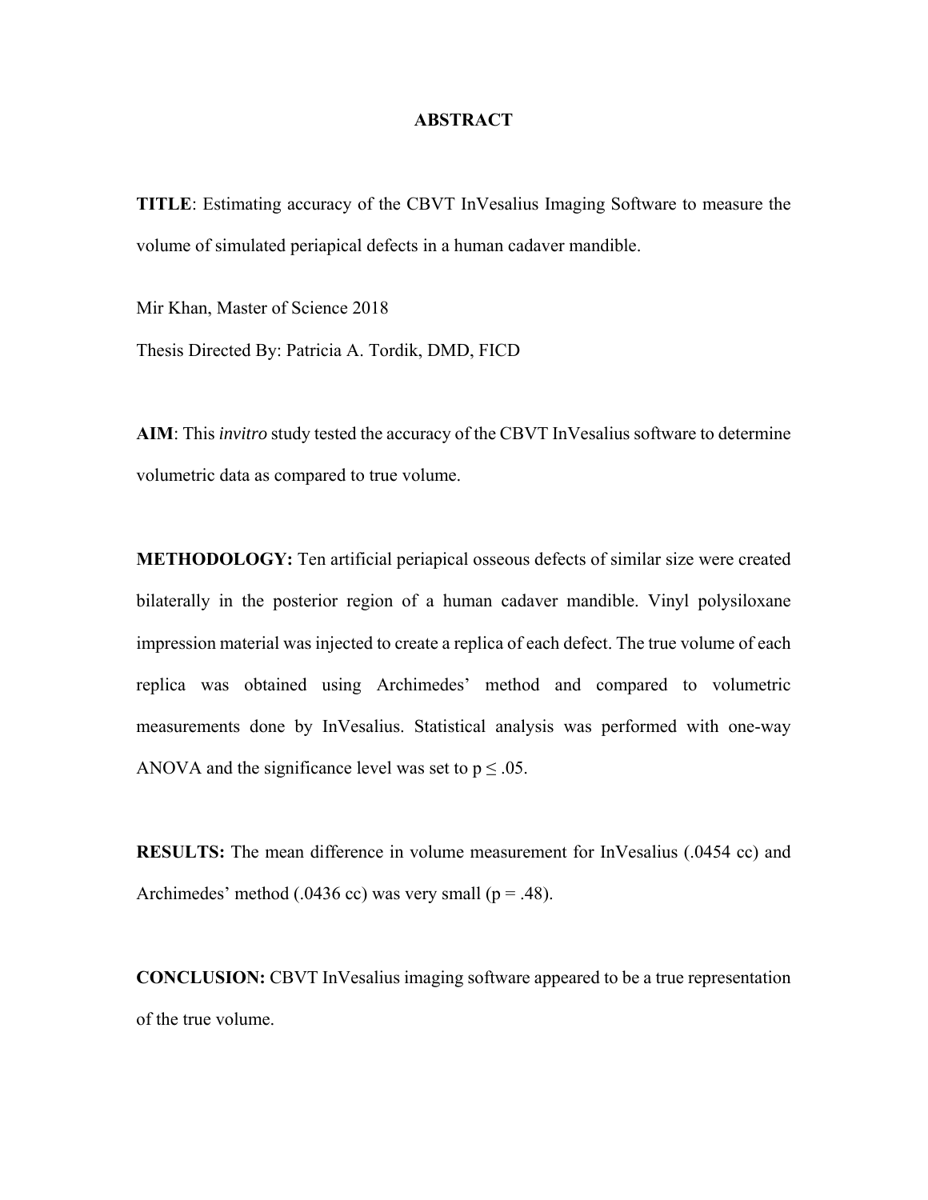# ABSTRACT

**TITLE**: Estimating accuracy of the CBVT InVesalius Imaging Software to measure the volume of simulated periapical defects in a human cadaver mandible.

Mir Khan, Master of Science 2018

Thesis Directed By: Patricia A. Tordik, DMD, FICD

**AIM**: This *invitro* study tested the accuracy of the CBVT InVesalius software to determine volumetric data as compared to true volume.

**METHODOLOGY:** Ten artificial periapical osseous defects of similar size were created bilaterally in the posterior region of a human cadaver mandible. Vinyl polysiloxane impression material was injected to create a replica of each defect. The true volume of each replica was obtained using Archimedes' method and compared to volumetric measurements done by InVesalius. Statistical analysis was performed with one-way ANOVA and the significance level was set to $p \leq .05$.

**RESULTS:** The mean difference in volume measurement for InVesalius (.0454 cc) and Archimedes' method (.0436 cc) was very small ($p = .48$).

**CONCLUSION:** CBVT InVesalius imaging software appeared to be a true representation of the true volume.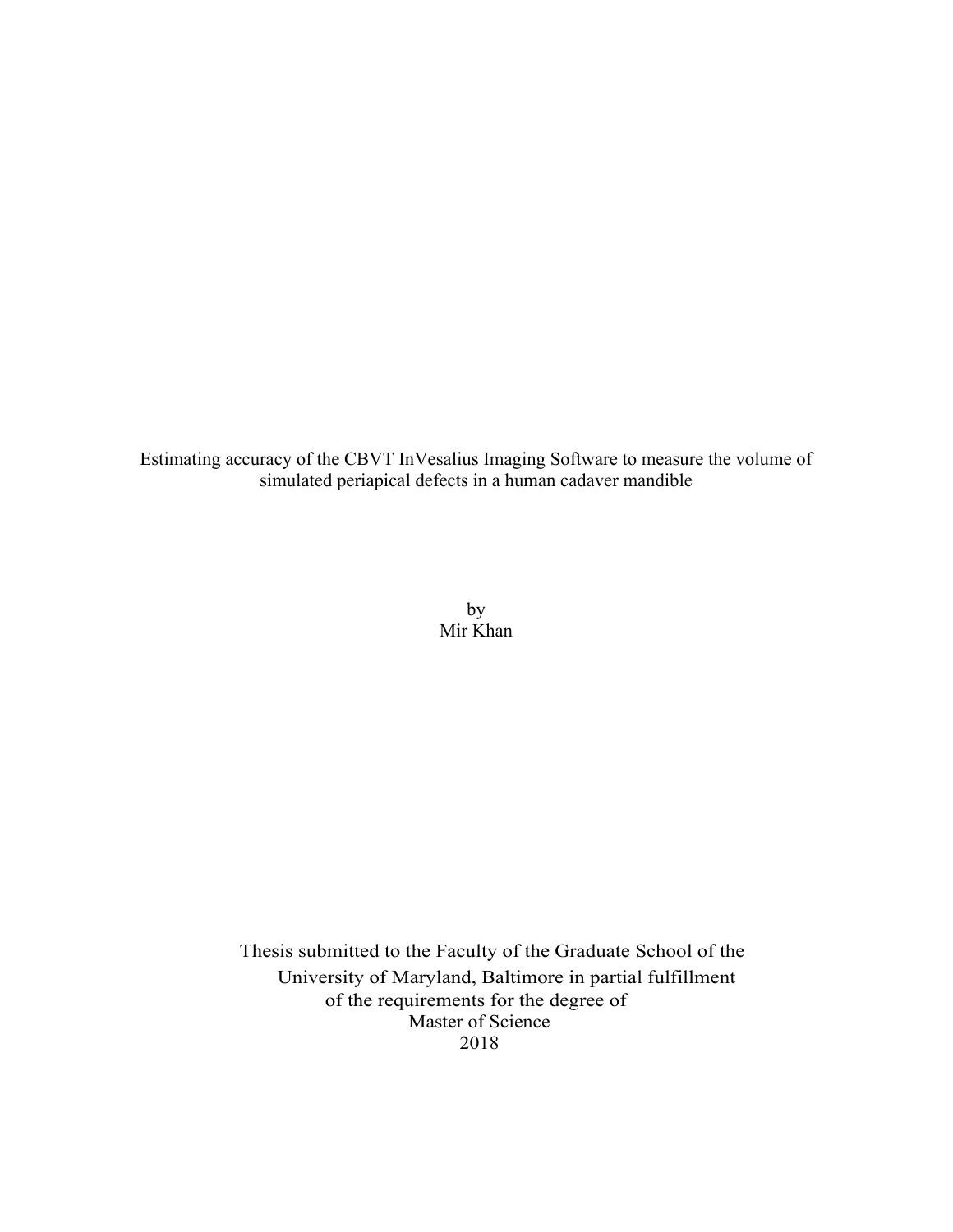Estimating accuracy of the CBVT InVesalius Imaging Software to measure the volume of simulated periapical defects in a human cadaver mandible

by
Mir Khan

Thesis submitted to the Faculty of the Graduate School of the
University of Maryland, Baltimore in partial fulfillment
of the requirements for the degree of
Master of Science
2018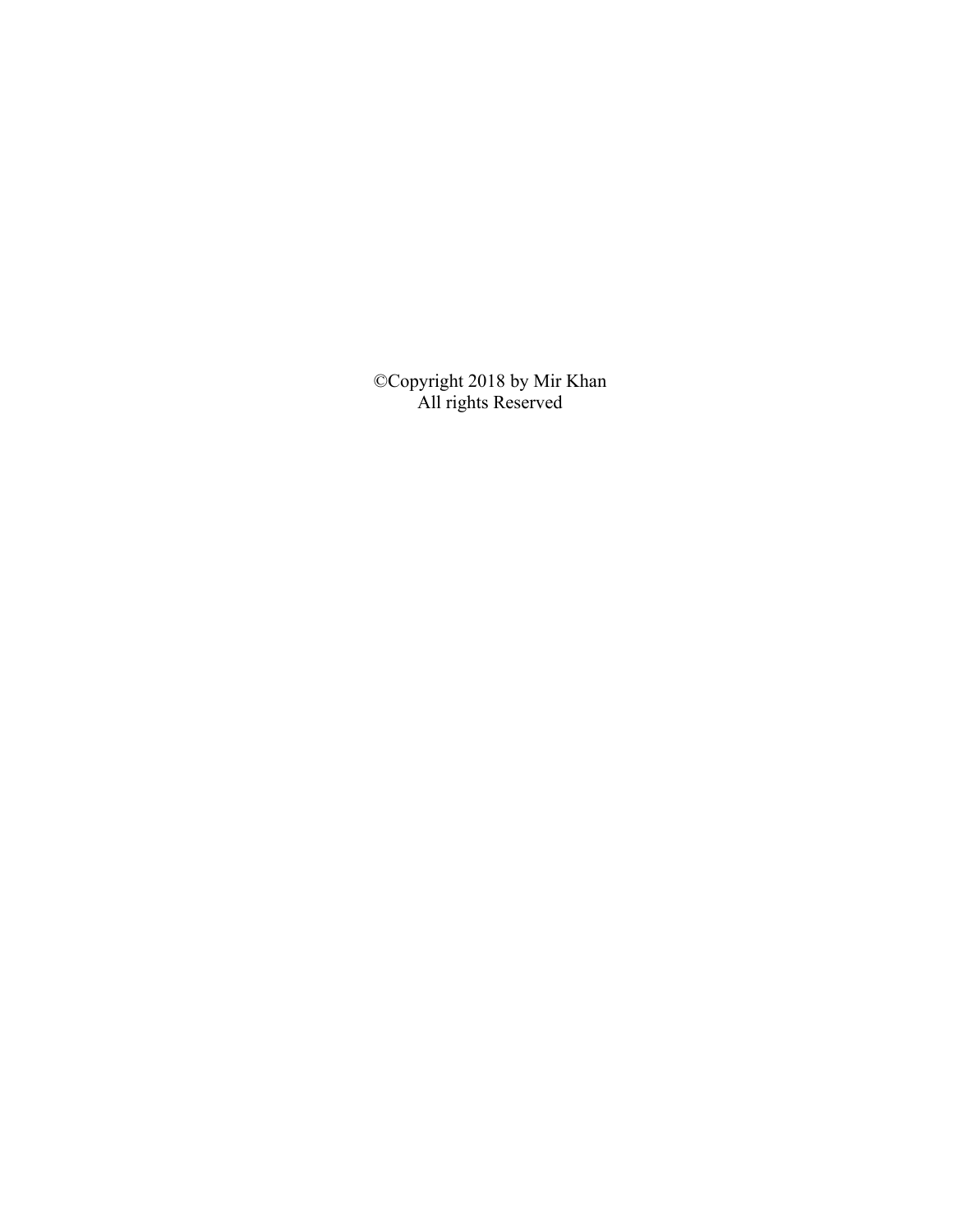©Copyright 2018 by Mir Khan
All rights Reserved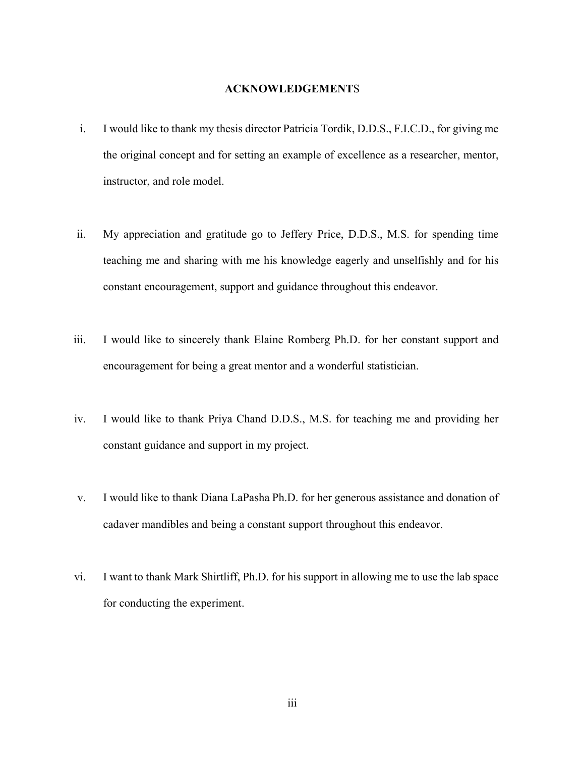## ACKNOWLEDGEMENTS

i. I would like to thank my thesis director Patricia Tordik, D.D.S., F.I.C.D., for giving me the original concept and for setting an example of excellence as a researcher, mentor, instructor, and role model.

ii. My appreciation and gratitude go to Jeffery Price, D.D.S., M.S. for spending time teaching me and sharing with me his knowledge eagerly and unselfishly and for his constant encouragement, support and guidance throughout this endeavor.

iii. I would like to sincerely thank Elaine Romberg Ph.D. for her constant support and encouragement for being a great mentor and a wonderful statistician.

iv. I would like to thank Priya Chand D.D.S., M.S. for teaching me and providing her constant guidance and support in my project.

v. I would like to thank Diana LaPasha Ph.D. for her generous assistance and donation of cadaver mandibles and being a constant support throughout this endeavor.

vi. I want to thank Mark Shirtliff, Ph.D. for his support in allowing me to use the lab space for conducting the experiment.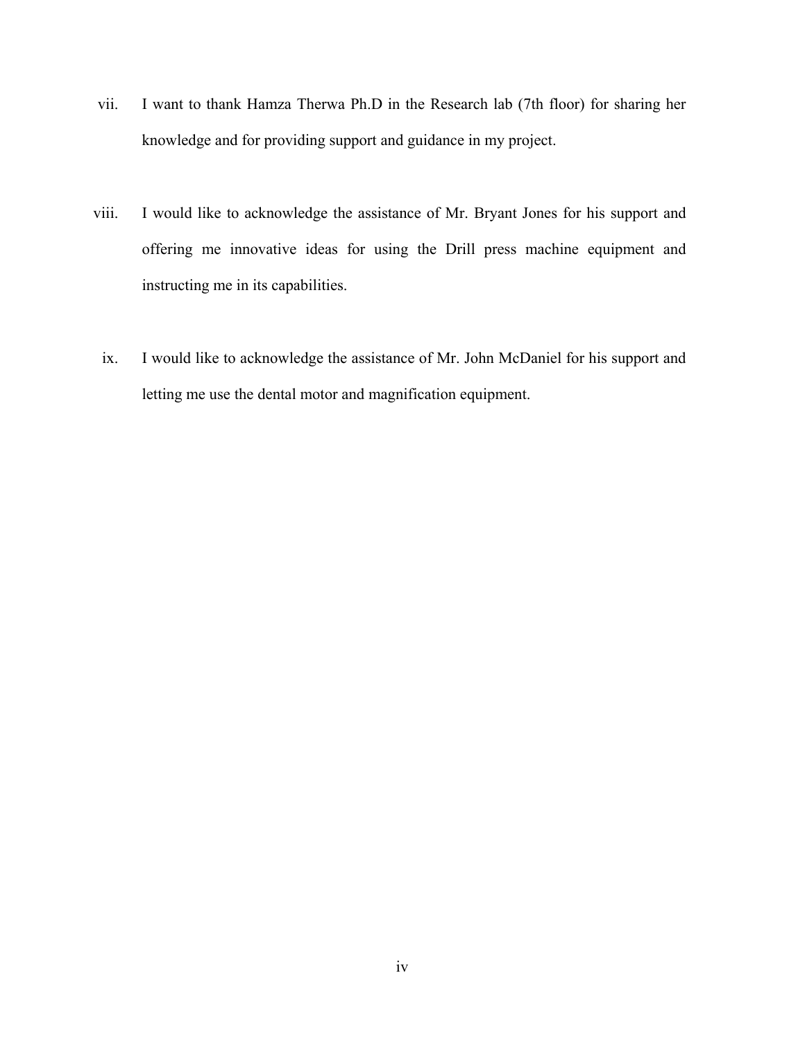vii. I want to thank Hamza Therwa Ph.D in the Research lab (7th floor) for sharing her knowledge and for providing support and guidance in my project.

viii. I would like to acknowledge the assistance of Mr. Bryant Jones for his support and offering me innovative ideas for using the Drill press machine equipment and instructing me in its capabilities.

ix. I would like to acknowledge the assistance of Mr. John McDaniel for his support and letting me use the dental motor and magnification equipment.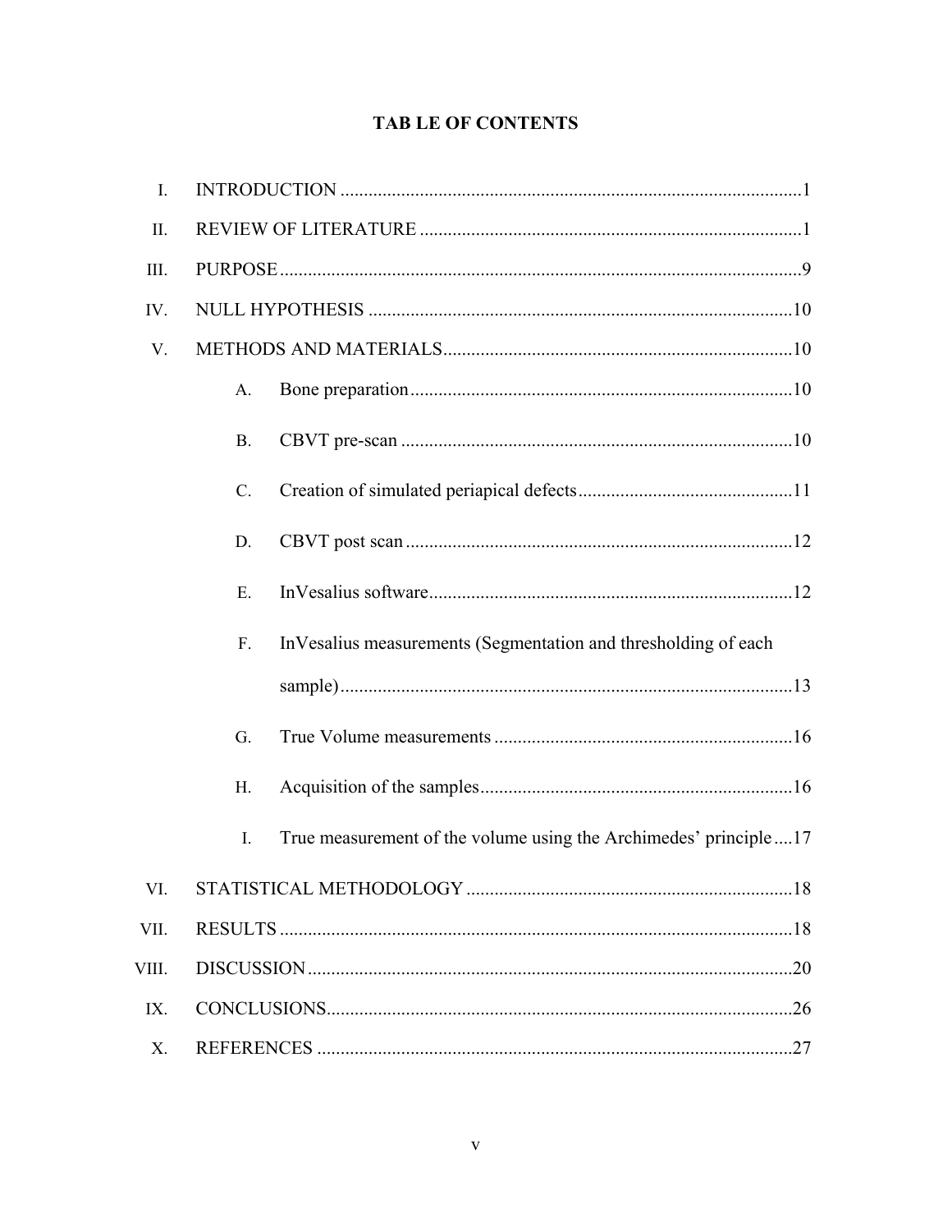# TAB LE OF CONTENTS

I. INTRODUCTION .......................................................................................................1

II. REVIEW OF LITERATURE .....................................................................................1

III. PURPOSE ...................................................................................................................9

IV. NULL HYPOTHESIS ...............................................................................................10

V. METHODS AND MATERIALS ...............................................................................10

   A. Bone preparation ......................................................................................10

   B. CBVT pre-scan .........................................................................................10

   C. Creation of simulated periapical defects ..................................................11

   D. CBVT post scan ........................................................................................12

   E. InVesalius software ...................................................................................12

   F. InVesalius measurements (Segmentation and thresholding of each sample) .......................................................................................................13

   G. True Volume measurements .....................................................................16

   H. Acquisition of the samples ........................................................................16

   I. True measurement of the volume using the Archimedes' principle ....17

VI. STATISTICAL METHODOLOGY .........................................................................18

VII. RESULTS ................................................................................................................18

VIII. DISCUSSION ...........................................................................................................20

IX. CONCLUSIONS .......................................................................................................26

X. REFERENCES .........................................................................................................27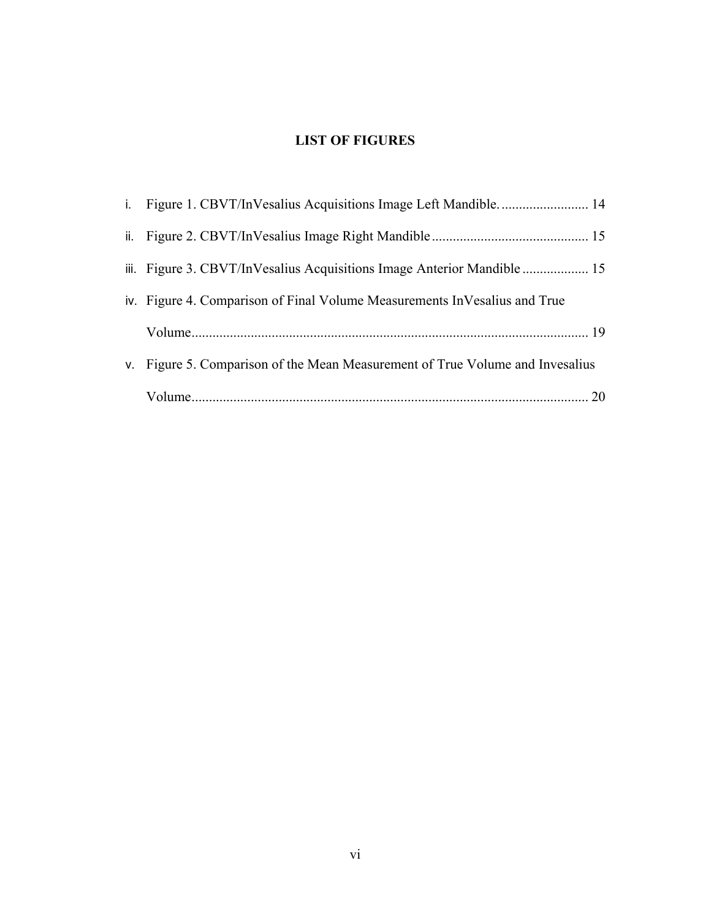# LIST OF FIGURES

i. Figure 1. CBVT/InVesalius Acquisitions Image Left Mandible. ......................... 14

ii. Figure 2. CBVT/InVesalius Image Right Mandible ............................................. 15

iii. Figure 3. CBVT/InVesalius Acquisitions Image Anterior Mandible ................... 15

iv. Figure 4. Comparison of Final Volume Measurements InVesalius and True Volume................................................................................................................ 19

v. Figure 5. Comparison of the Mean Measurement of True Volume and Invesalius Volume................................................................................................................. 20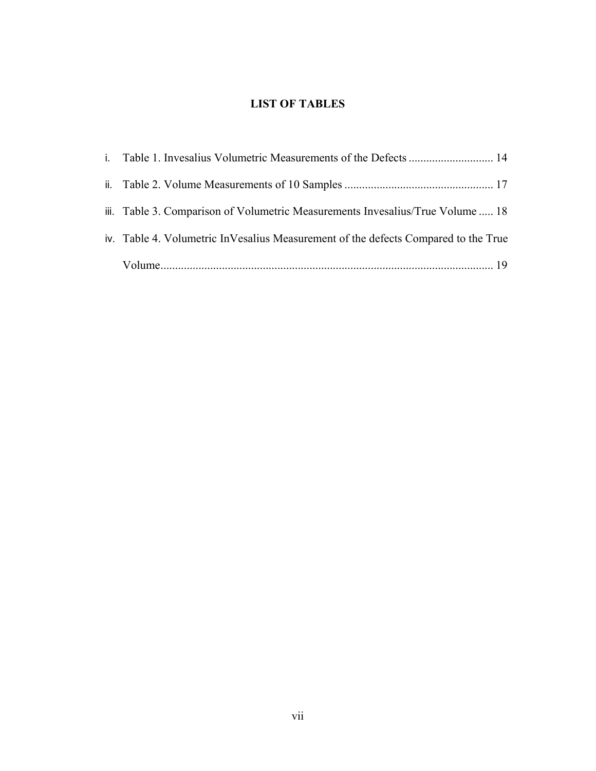# LIST OF TABLES

i. Table 1. Invesalius Volumetric Measurements of the Defects ............................. 14

ii. Table 2. Volume Measurements of 10 Samples .................................................. 17

iii. Table 3. Comparison of Volumetric Measurements Invesalius/True Volume ..... 18

iv. Table 4. Volumetric InVesalius Measurement of the defects Compared to the True Volume................................................................................................................ 19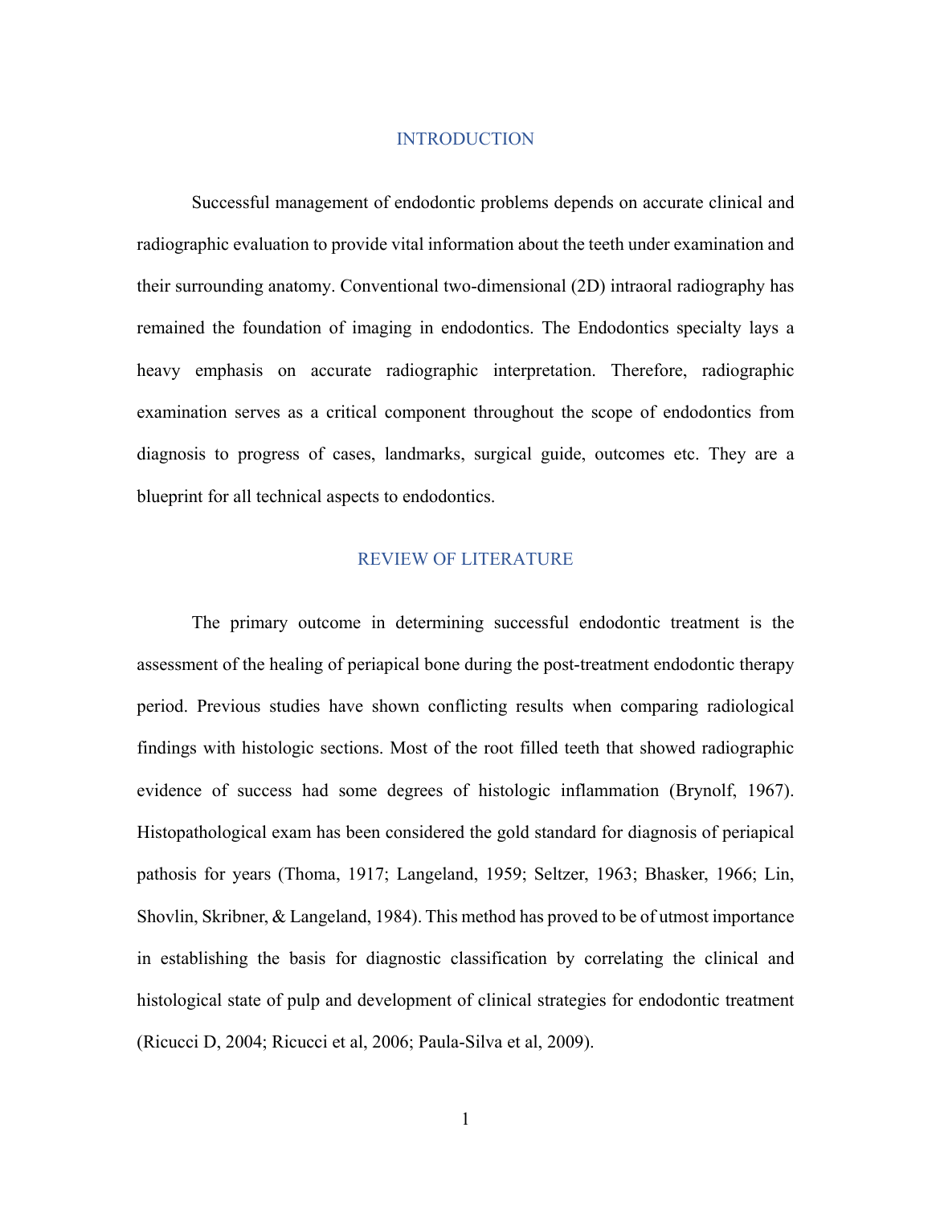# INTRODUCTION

Successful management of endodontic problems depends on accurate clinical and radiographic evaluation to provide vital information about the teeth under examination and their surrounding anatomy. Conventional two-dimensional (2D) intraoral radiography has remained the foundation of imaging in endodontics. The Endodontics specialty lays a heavy emphasis on accurate radiographic interpretation. Therefore, radiographic examination serves as a critical component throughout the scope of endodontics from diagnosis to progress of cases, landmarks, surgical guide, outcomes etc. They are a blueprint for all technical aspects to endodontics.

# REVIEW OF LITERATURE

The primary outcome in determining successful endodontic treatment is the assessment of the healing of periapical bone during the post-treatment endodontic therapy period. Previous studies have shown conflicting results when comparing radiological findings with histologic sections. Most of the root filled teeth that showed radiographic evidence of success had some degrees of histologic inflammation (Brynolf, 1967). Histopathological exam has been considered the gold standard for diagnosis of periapical pathosis for years (Thoma, 1917; Langeland, 1959; Seltzer, 1963; Bhasker, 1966; Lin, Shovlin, Skribner, & Langeland, 1984). This method has proved to be of utmost importance in establishing the basis for diagnostic classification by correlating the clinical and histological state of pulp and development of clinical strategies for endodontic treatment (Ricucci D, 2004; Ricucci et al, 2006; Paula-Silva et al, 2009).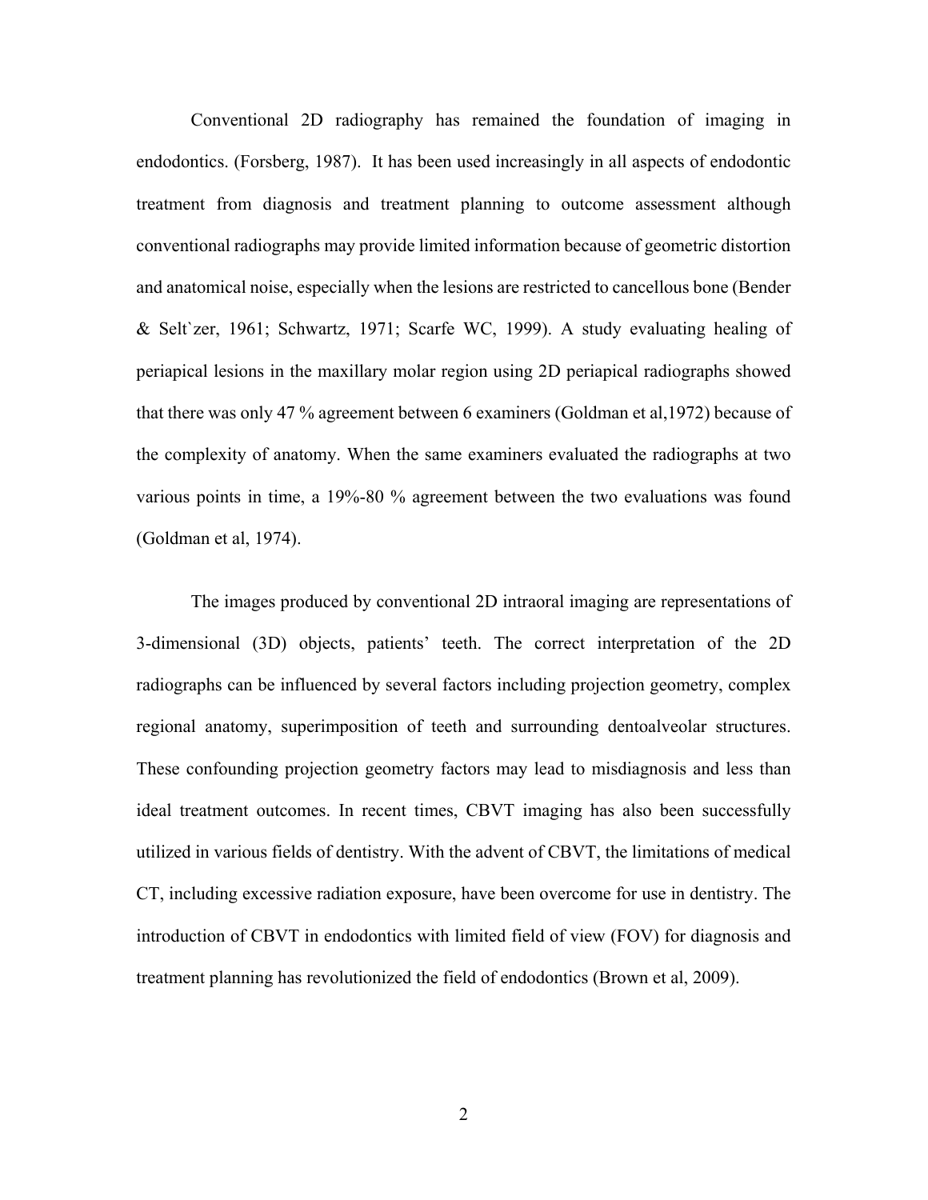Conventional 2D radiography has remained the foundation of imaging in endodontics. (Forsberg, 1987). It has been used increasingly in all aspects of endodontic treatment from diagnosis and treatment planning to outcome assessment although conventional radiographs may provide limited information because of geometric distortion and anatomical noise, especially when the lesions are restricted to cancellous bone (Bender & Selt`zer, 1961; Schwartz, 1971; Scarfe WC, 1999). A study evaluating healing of periapical lesions in the maxillary molar region using 2D periapical radiographs showed that there was only 47 % agreement between 6 examiners (Goldman et al,1972) because of the complexity of anatomy. When the same examiners evaluated the radiographs at two various points in time, a 19%-80 % agreement between the two evaluations was found (Goldman et al, 1974).

The images produced by conventional 2D intraoral imaging are representations of 3-dimensional (3D) objects, patients' teeth. The correct interpretation of the 2D radiographs can be influenced by several factors including projection geometry, complex regional anatomy, superimposition of teeth and surrounding dentoalveolar structures. These confounding projection geometry factors may lead to misdiagnosis and less than ideal treatment outcomes. In recent times, CBVT imaging has also been successfully utilized in various fields of dentistry. With the advent of CBVT, the limitations of medical CT, including excessive radiation exposure, have been overcome for use in dentistry. The introduction of CBVT in endodontics with limited field of view (FOV) for diagnosis and treatment planning has revolutionized the field of endodontics (Brown et al, 2009).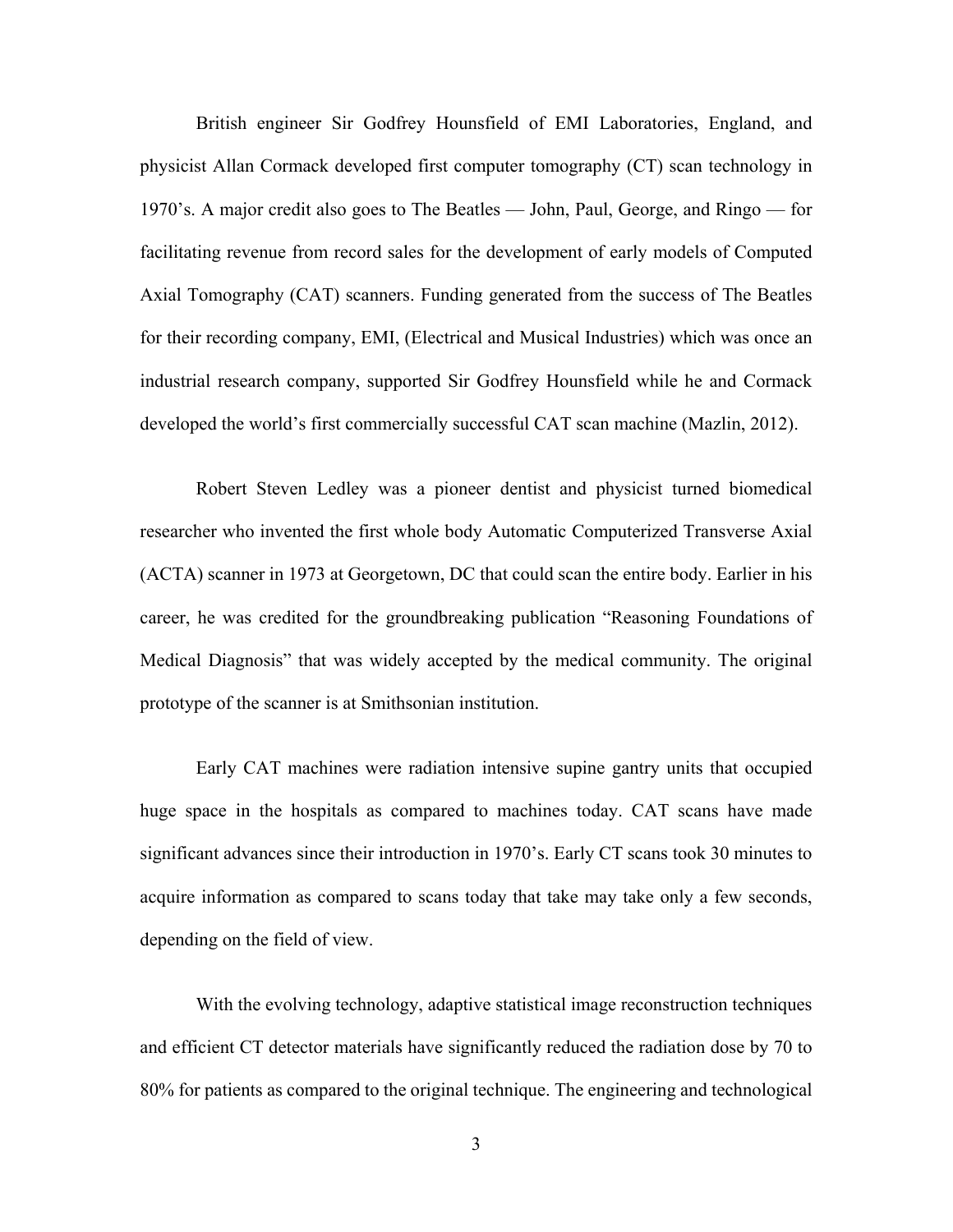British engineer Sir Godfrey Hounsfield of EMI Laboratories, England, and physicist Allan Cormack developed first computer tomography (CT) scan technology in 1970's. A major credit also goes to The Beatles — John, Paul, George, and Ringo — for facilitating revenue from record sales for the development of early models of Computed Axial Tomography (CAT) scanners. Funding generated from the success of The Beatles for their recording company, EMI, (Electrical and Musical Industries) which was once an industrial research company, supported Sir Godfrey Hounsfield while he and Cormack developed the world's first commercially successful CAT scan machine (Mazlin, 2012).

Robert Steven Ledley was a pioneer dentist and physicist turned biomedical researcher who invented the first whole body Automatic Computerized Transverse Axial (ACTA) scanner in 1973 at Georgetown, DC that could scan the entire body. Earlier in his career, he was credited for the groundbreaking publication "Reasoning Foundations of Medical Diagnosis" that was widely accepted by the medical community. The original prototype of the scanner is at Smithsonian institution.

Early CAT machines were radiation intensive supine gantry units that occupied huge space in the hospitals as compared to machines today. CAT scans have made significant advances since their introduction in 1970's. Early CT scans took 30 minutes to acquire information as compared to scans today that take may take only a few seconds, depending on the field of view.

With the evolving technology, adaptive statistical image reconstruction techniques and efficient CT detector materials have significantly reduced the radiation dose by 70 to 80% for patients as compared to the original technique. The engineering and technological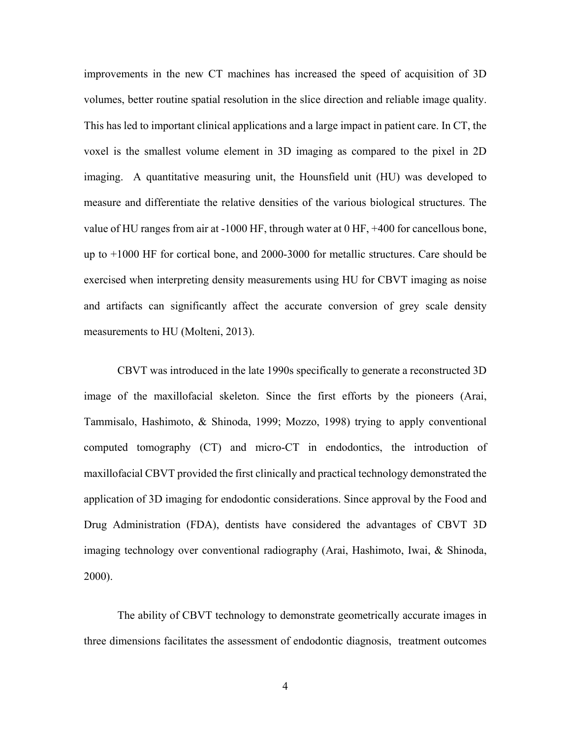improvements in the new CT machines has increased the speed of acquisition of 3D volumes, better routine spatial resolution in the slice direction and reliable image quality. This has led to important clinical applications and a large impact in patient care. In CT, the voxel is the smallest volume element in 3D imaging as compared to the pixel in 2D imaging. A quantitative measuring unit, the Hounsfield unit (HU) was developed to measure and differentiate the relative densities of the various biological structures. The value of HU ranges from air at -1000 HF, through water at 0 HF, +400 for cancellous bone, up to +1000 HF for cortical bone, and 2000-3000 for metallic structures. Care should be exercised when interpreting density measurements using HU for CBVT imaging as noise and artifacts can significantly affect the accurate conversion of grey scale density measurements to HU (Molteni, 2013).

CBVT was introduced in the late 1990s specifically to generate a reconstructed 3D image of the maxillofacial skeleton. Since the first efforts by the pioneers (Arai, Tammisalo, Hashimoto, & Shinoda, 1999; Mozzo, 1998) trying to apply conventional computed tomography (CT) and micro-CT in endodontics, the introduction of maxillofacial CBVT provided the first clinically and practical technology demonstrated the application of 3D imaging for endodontic considerations. Since approval by the Food and Drug Administration (FDA), dentists have considered the advantages of CBVT 3D imaging technology over conventional radiography (Arai, Hashimoto, Iwai, & Shinoda, 2000).

The ability of CBVT technology to demonstrate geometrically accurate images in three dimensions facilitates the assessment of endodontic diagnosis, treatment outcomes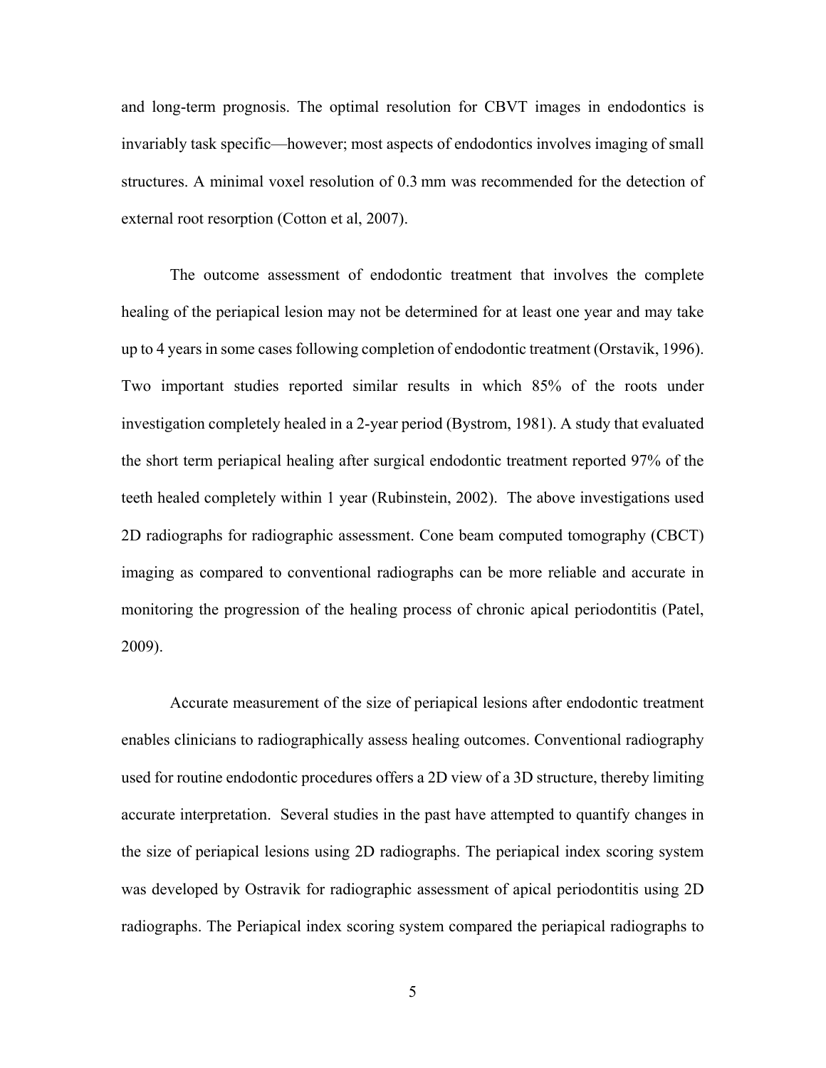and long-term prognosis. The optimal resolution for CBVT images in endodontics is invariably task specific—however; most aspects of endodontics involves imaging of small structures. A minimal voxel resolution of 0.3 mm was recommended for the detection of external root resorption (Cotton et al, 2007).

The outcome assessment of endodontic treatment that involves the complete healing of the periapical lesion may not be determined for at least one year and may take up to 4 years in some cases following completion of endodontic treatment (Orstavik, 1996). Two important studies reported similar results in which 85% of the roots under investigation completely healed in a 2-year period (Bystrom, 1981). A study that evaluated the short term periapical healing after surgical endodontic treatment reported 97% of the teeth healed completely within 1 year (Rubinstein, 2002). The above investigations used 2D radiographs for radiographic assessment. Cone beam computed tomography (CBCT) imaging as compared to conventional radiographs can be more reliable and accurate in monitoring the progression of the healing process of chronic apical periodontitis (Patel, 2009).

Accurate measurement of the size of periapical lesions after endodontic treatment enables clinicians to radiographically assess healing outcomes. Conventional radiography used for routine endodontic procedures offers a 2D view of a 3D structure, thereby limiting accurate interpretation. Several studies in the past have attempted to quantify changes in the size of periapical lesions using 2D radiographs. The periapical index scoring system was developed by Ostravik for radiographic assessment of apical periodontitis using 2D radiographs. The Periapical index scoring system compared the periapical radiographs to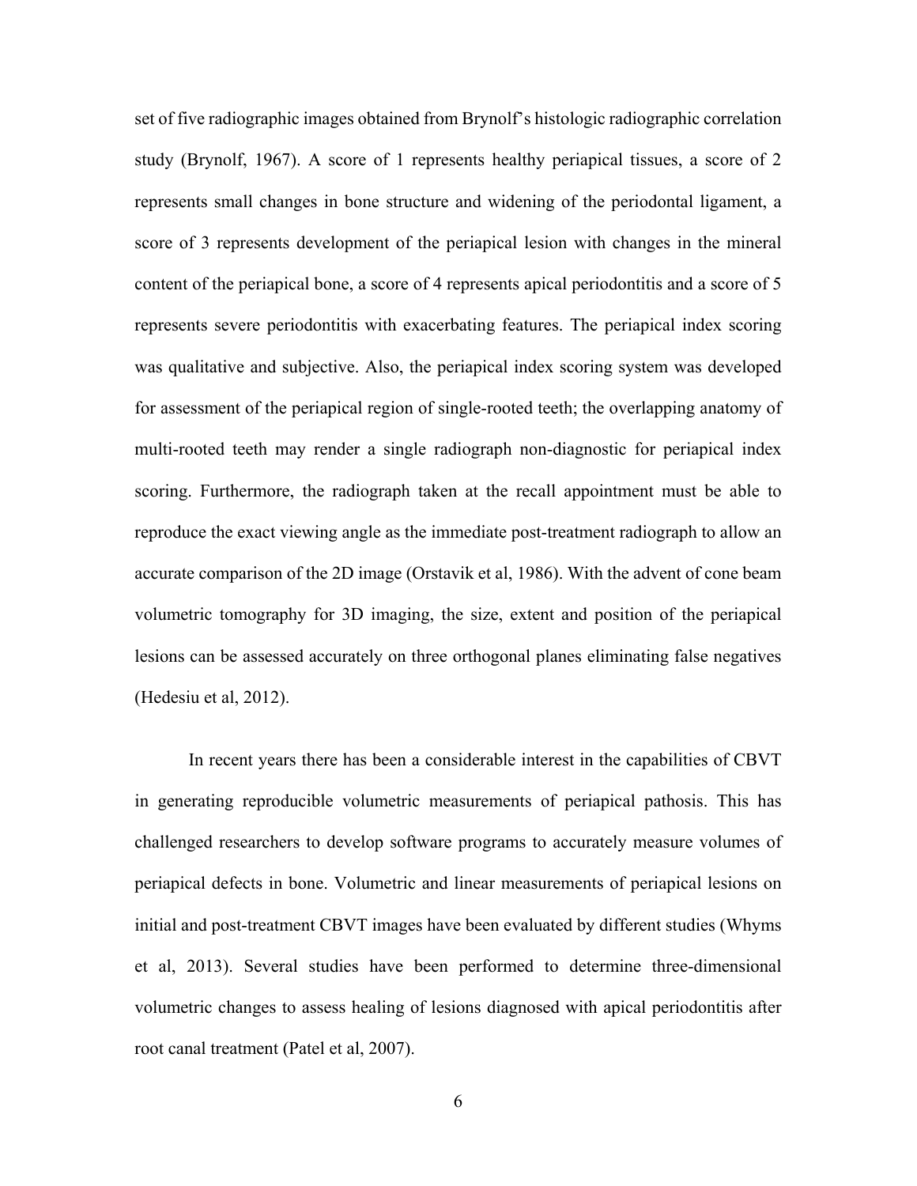set of five radiographic images obtained from Brynolf's histologic radiographic correlation study (Brynolf, 1967). A score of 1 represents healthy periapical tissues, a score of 2 represents small changes in bone structure and widening of the periodontal ligament, a score of 3 represents development of the periapical lesion with changes in the mineral content of the periapical bone, a score of 4 represents apical periodontitis and a score of 5 represents severe periodontitis with exacerbating features. The periapical index scoring was qualitative and subjective. Also, the periapical index scoring system was developed for assessment of the periapical region of single-rooted teeth; the overlapping anatomy of multi-rooted teeth may render a single radiograph non-diagnostic for periapical index scoring. Furthermore, the radiograph taken at the recall appointment must be able to reproduce the exact viewing angle as the immediate post-treatment radiograph to allow an accurate comparison of the 2D image (Orstavik et al, 1986). With the advent of cone beam volumetric tomography for 3D imaging, the size, extent and position of the periapical lesions can be assessed accurately on three orthogonal planes eliminating false negatives (Hedesiu et al, 2012).

In recent years there has been a considerable interest in the capabilities of CBVT in generating reproducible volumetric measurements of periapical pathosis. This has challenged researchers to develop software programs to accurately measure volumes of periapical defects in bone. Volumetric and linear measurements of periapical lesions on initial and post-treatment CBVT images have been evaluated by different studies (Whyms et al, 2013). Several studies have been performed to determine three-dimensional volumetric changes to assess healing of lesions diagnosed with apical periodontitis after root canal treatment (Patel et al, 2007).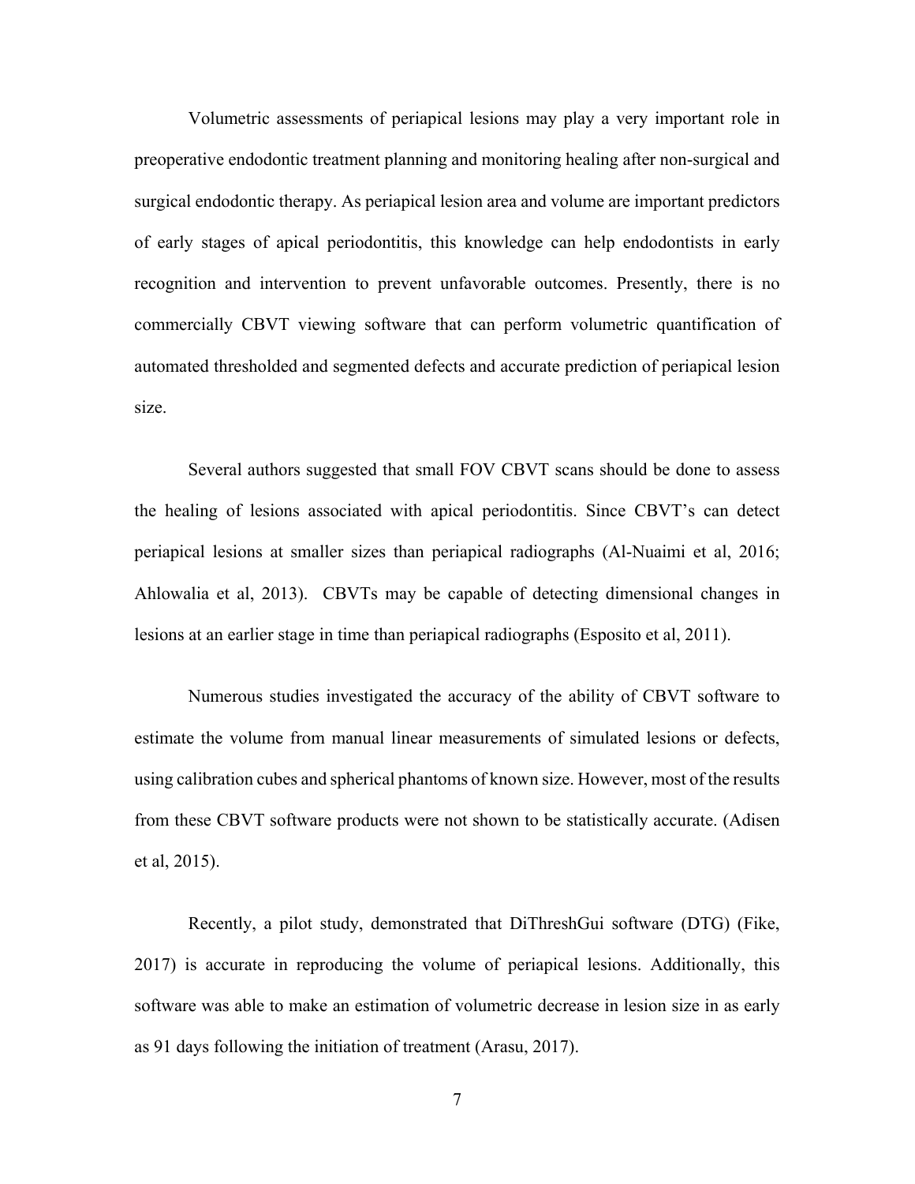Volumetric assessments of periapical lesions may play a very important role in preoperative endodontic treatment planning and monitoring healing after non-surgical and surgical endodontic therapy. As periapical lesion area and volume are important predictors of early stages of apical periodontitis, this knowledge can help endodontists in early recognition and intervention to prevent unfavorable outcomes. Presently, there is no commercially CBVT viewing software that can perform volumetric quantification of automated thresholded and segmented defects and accurate prediction of periapical lesion size.

Several authors suggested that small FOV CBVT scans should be done to assess the healing of lesions associated with apical periodontitis. Since CBVT's can detect periapical lesions at smaller sizes than periapical radiographs (Al-Nuaimi et al, 2016; Ahlowalia et al, 2013). CBVTs may be capable of detecting dimensional changes in lesions at an earlier stage in time than periapical radiographs (Esposito et al, 2011).

Numerous studies investigated the accuracy of the ability of CBVT software to estimate the volume from manual linear measurements of simulated lesions or defects, using calibration cubes and spherical phantoms of known size. However, most of the results from these CBVT software products were not shown to be statistically accurate. (Adisen et al, 2015).

Recently, a pilot study, demonstrated that DiThreshGui software (DTG) (Fike, 2017) is accurate in reproducing the volume of periapical lesions. Additionally, this software was able to make an estimation of volumetric decrease in lesion size in as early as 91 days following the initiation of treatment (Arasu, 2017).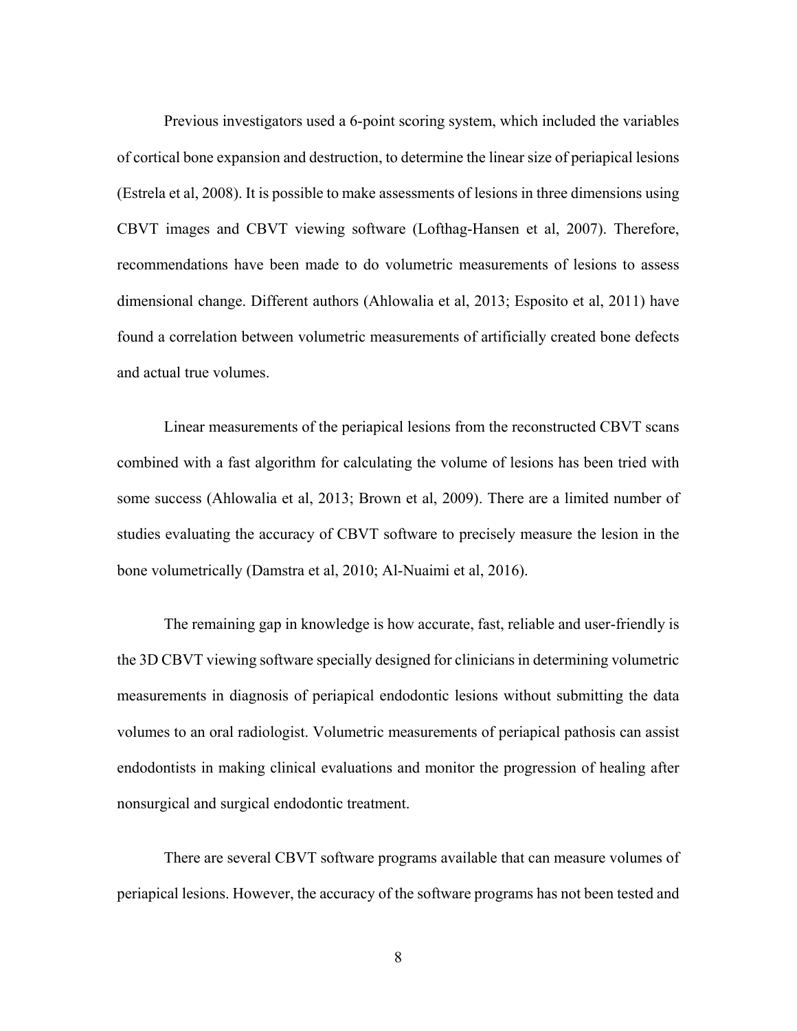Previous investigators used a 6-point scoring system, which included the variables of cortical bone expansion and destruction, to determine the linear size of periapical lesions (Estrela et al, 2008). It is possible to make assessments of lesions in three dimensions using CBVT images and CBVT viewing software (Lofthag-Hansen et al, 2007). Therefore, recommendations have been made to do volumetric measurements of lesions to assess dimensional change. Different authors (Ahlowalia et al, 2013; Esposito et al, 2011) have found a correlation between volumetric measurements of artificially created bone defects and actual true volumes.

Linear measurements of the periapical lesions from the reconstructed CBVT scans combined with a fast algorithm for calculating the volume of lesions has been tried with some success (Ahlowalia et al, 2013; Brown et al, 2009). There are a limited number of studies evaluating the accuracy of CBVT software to precisely measure the lesion in the bone volumetrically (Damstra et al, 2010; Al-Nuaimi et al, 2016).

The remaining gap in knowledge is how accurate, fast, reliable and user-friendly is the 3D CBVT viewing software specially designed for clinicians in determining volumetric measurements in diagnosis of periapical endodontic lesions without submitting the data volumes to an oral radiologist. Volumetric measurements of periapical pathosis can assist endodontists in making clinical evaluations and monitor the progression of healing after nonsurgical and surgical endodontic treatment.

There are several CBVT software programs available that can measure volumes of periapical lesions. However, the accuracy of the software programs has not been tested and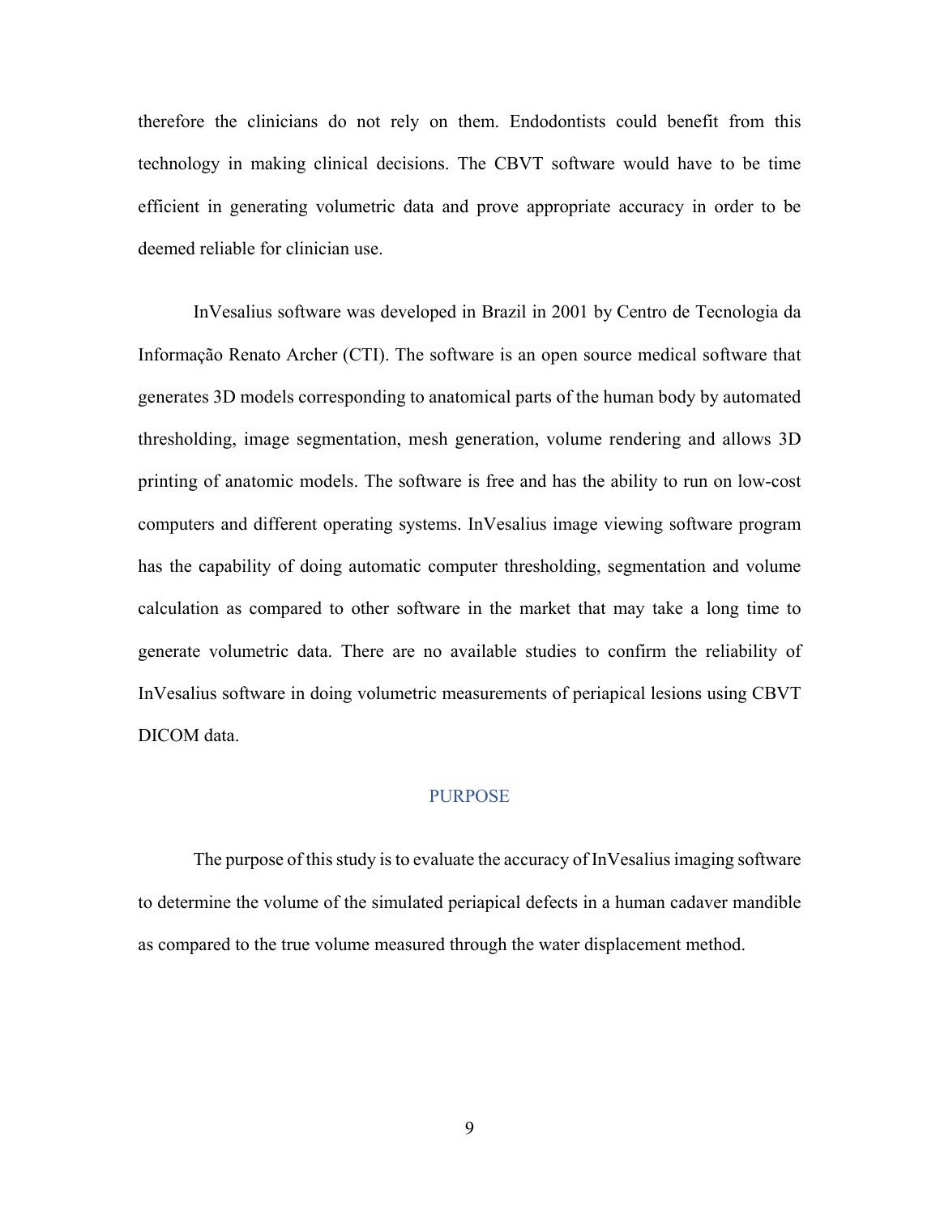therefore the clinicians do not rely on them. Endodontists could benefit from this technology in making clinical decisions. The CBVT software would have to be time efficient in generating volumetric data and prove appropriate accuracy in order to be deemed reliable for clinician use.

InVesalius software was developed in Brazil in 2001 by Centro de Tecnologia da Informação Renato Archer (CTI). The software is an open source medical software that generates 3D models corresponding to anatomical parts of the human body by automated thresholding, image segmentation, mesh generation, volume rendering and allows 3D printing of anatomic models. The software is free and has the ability to run on low-cost computers and different operating systems. InVesalius image viewing software program has the capability of doing automatic computer thresholding, segmentation and volume calculation as compared to other software in the market that may take a long time to generate volumetric data. There are no available studies to confirm the reliability of InVesalius software in doing volumetric measurements of periapical lesions using CBVT DICOM data.

## PURPOSE

The purpose of this study is to evaluate the accuracy of InVesalius imaging software to determine the volume of the simulated periapical defects in a human cadaver mandible as compared to the true volume measured through the water displacement method.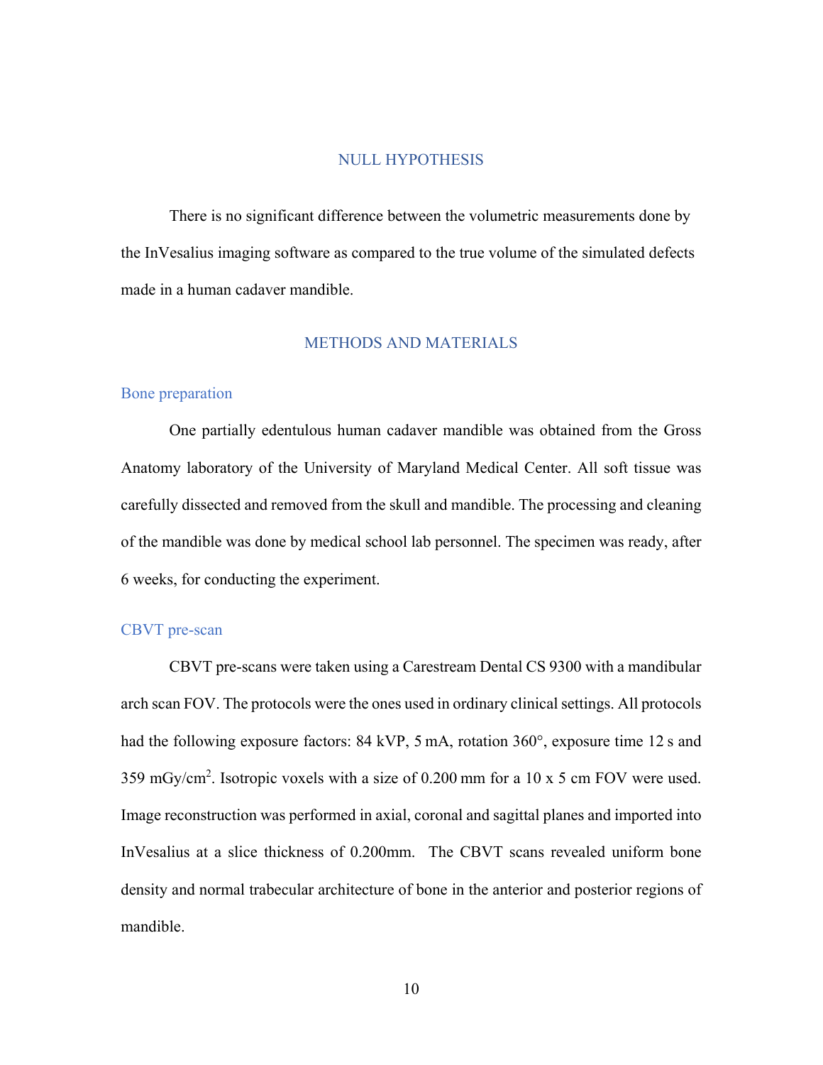## NULL HYPOTHESIS

There is no significant difference between the volumetric measurements done by the InVesalius imaging software as compared to the true volume of the simulated defects made in a human cadaver mandible.

## METHODS AND MATERIALS

### Bone preparation

One partially edentulous human cadaver mandible was obtained from the Gross Anatomy laboratory of the University of Maryland Medical Center. All soft tissue was carefully dissected and removed from the skull and mandible. The processing and cleaning of the mandible was done by medical school lab personnel. The specimen was ready, after 6 weeks, for conducting the experiment.

### CBVT pre-scan

CBVT pre-scans were taken using a Carestream Dental CS 9300 with a mandibular arch scan FOV. The protocols were the ones used in ordinary clinical settings. All protocols had the following exposure factors: 84 kVP, 5 mA, rotation 360°, exposure time 12 s and 359 mGy/cm$^2$. Isotropic voxels with a size of 0.200 mm for a 10 x 5 cm FOV were used. Image reconstruction was performed in axial, coronal and sagittal planes and imported into InVesalius at a slice thickness of 0.200mm. The CBVT scans revealed uniform bone density and normal trabecular architecture of bone in the anterior and posterior regions of mandible.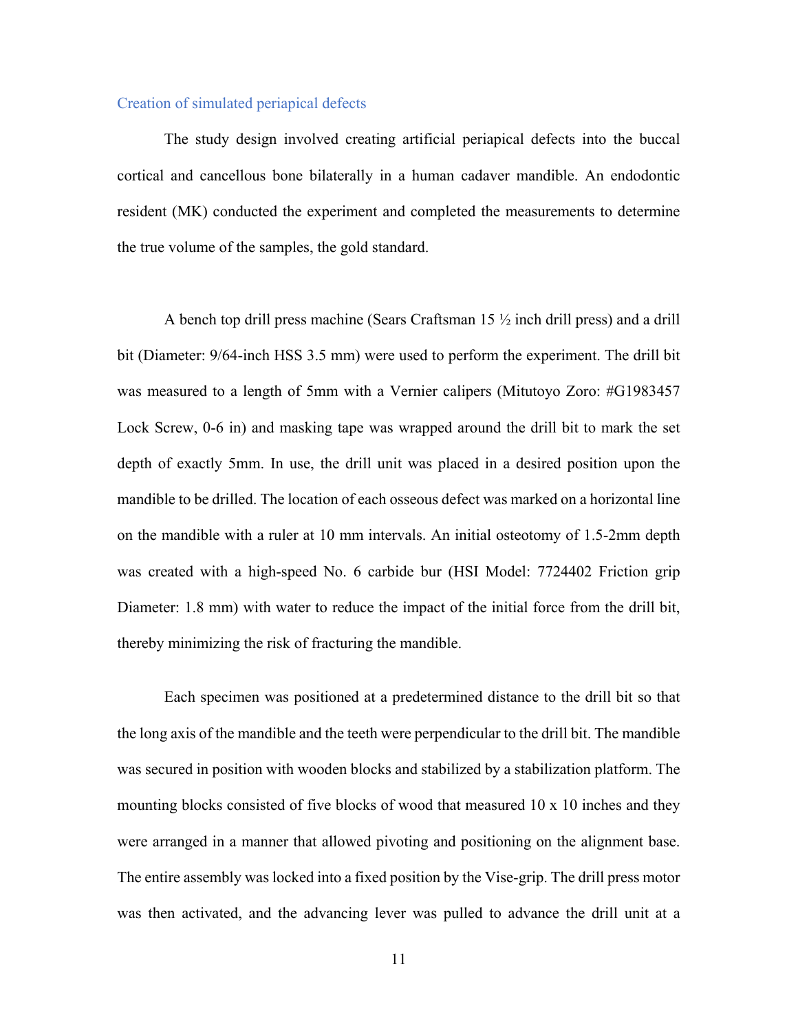### Creation of simulated periapical defects

The study design involved creating artificial periapical defects into the buccal cortical and cancellous bone bilaterally in a human cadaver mandible. An endodontic resident (MK) conducted the experiment and completed the measurements to determine the true volume of the samples, the gold standard.

A bench top drill press machine (Sears Craftsman 15 ½ inch drill press) and a drill bit (Diameter: 9/64-inch HSS 3.5 mm) were used to perform the experiment. The drill bit was measured to a length of 5mm with a Vernier calipers (Mitutoyo Zoro: #G1983457 Lock Screw, 0-6 in) and masking tape was wrapped around the drill bit to mark the set depth of exactly 5mm. In use, the drill unit was placed in a desired position upon the mandible to be drilled. The location of each osseous defect was marked on a horizontal line on the mandible with a ruler at 10 mm intervals. An initial osteotomy of 1.5-2mm depth was created with a high-speed No. 6 carbide bur (HSI Model: 7724402 Friction grip Diameter: 1.8 mm) with water to reduce the impact of the initial force from the drill bit, thereby minimizing the risk of fracturing the mandible.

Each specimen was positioned at a predetermined distance to the drill bit so that the long axis of the mandible and the teeth were perpendicular to the drill bit. The mandible was secured in position with wooden blocks and stabilized by a stabilization platform. The mounting blocks consisted of five blocks of wood that measured 10 x 10 inches and they were arranged in a manner that allowed pivoting and positioning on the alignment base. The entire assembly was locked into a fixed position by the Vise-grip. The drill press motor was then activated, and the advancing lever was pulled to advance the drill unit at a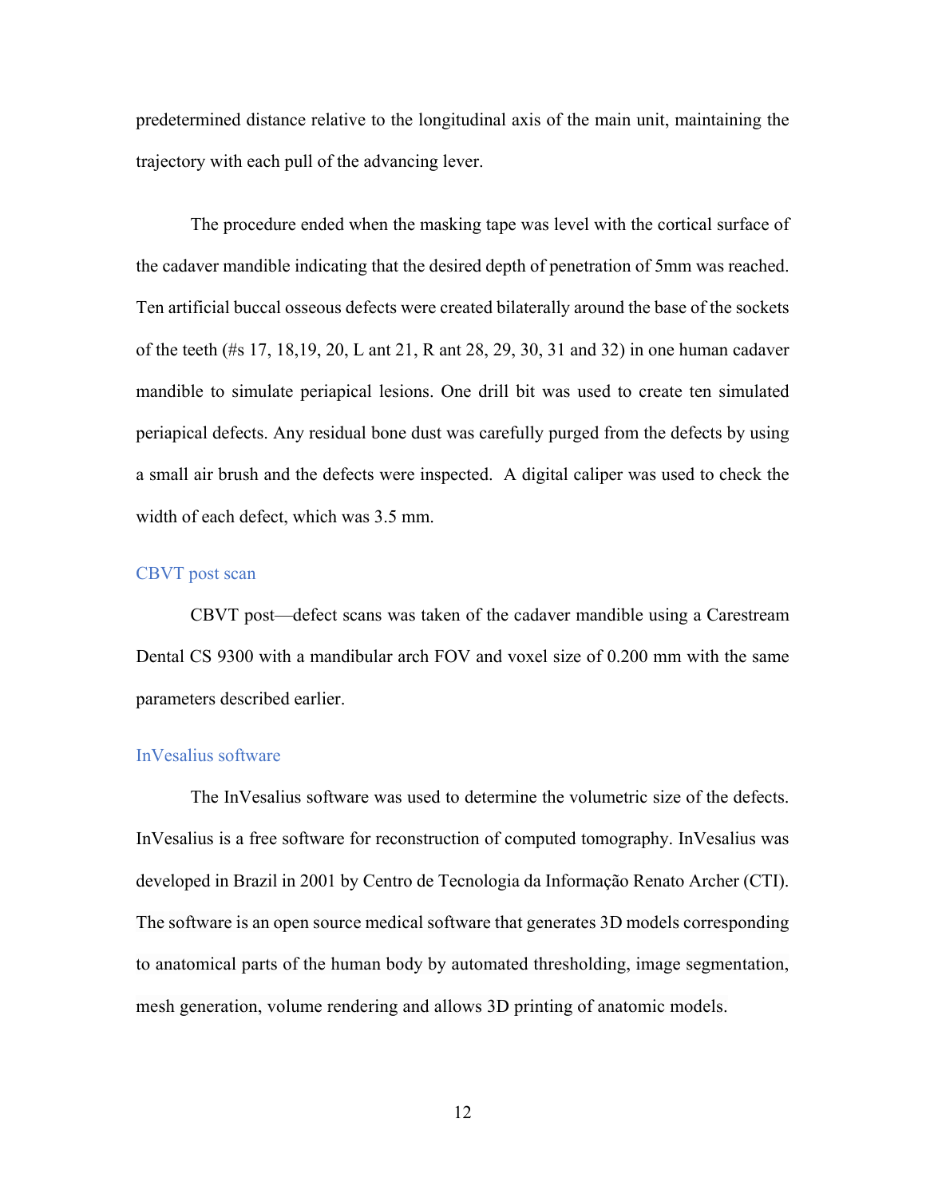predetermined distance relative to the longitudinal axis of the main unit, maintaining the trajectory with each pull of the advancing lever.

The procedure ended when the masking tape was level with the cortical surface of the cadaver mandible indicating that the desired depth of penetration of 5mm was reached. Ten artificial buccal osseous defects were created bilaterally around the base of the sockets of the teeth (#s 17, 18,19, 20, L ant 21, R ant 28, 29, 30, 31 and 32) in one human cadaver mandible to simulate periapical lesions. One drill bit was used to create ten simulated periapical defects. Any residual bone dust was carefully purged from the defects by using a small air brush and the defects were inspected. A digital caliper was used to check the width of each defect, which was 3.5 mm.

### CBVT post scan

CBVT post—defect scans was taken of the cadaver mandible using a Carestream Dental CS 9300 with a mandibular arch FOV and voxel size of 0.200 mm with the same parameters described earlier.

### InVesalius software

The InVesalius software was used to determine the volumetric size of the defects. InVesalius is a free software for reconstruction of computed tomography. InVesalius was developed in Brazil in 2001 by Centro de Tecnologia da Informação Renato Archer (CTI). The software is an open source medical software that generates 3D models corresponding to anatomical parts of the human body by automated thresholding, image segmentation, mesh generation, volume rendering and allows 3D printing of anatomic models.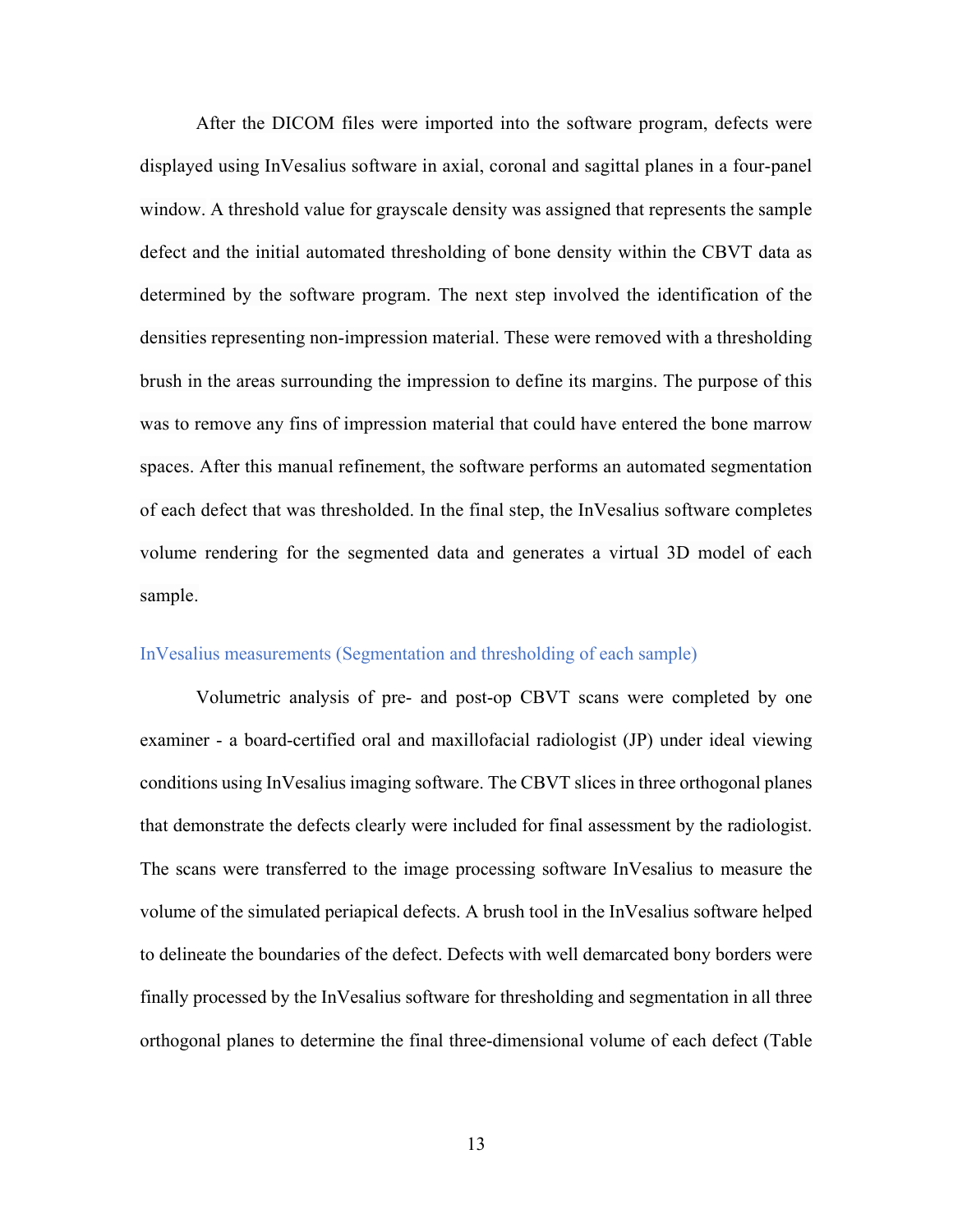After the DICOM files were imported into the software program, defects were displayed using InVesalius software in axial, coronal and sagittal planes in a four-panel window. A threshold value for grayscale density was assigned that represents the sample defect and the initial automated thresholding of bone density within the CBVT data as determined by the software program. The next step involved the identification of the densities representing non-impression material. These were removed with a thresholding brush in the areas surrounding the impression to define its margins. The purpose of this was to remove any fins of impression material that could have entered the bone marrow spaces. After this manual refinement, the software performs an automated segmentation of each defect that was thresholded. In the final step, the InVesalius software completes volume rendering for the segmented data and generates a virtual 3D model of each sample.

### InVesalius measurements (Segmentation and thresholding of each sample)

Volumetric analysis of pre- and post-op CBVT scans were completed by one examiner - a board-certified oral and maxillofacial radiologist (JP) under ideal viewing conditions using InVesalius imaging software. The CBVT slices in three orthogonal planes that demonstrate the defects clearly were included for final assessment by the radiologist. The scans were transferred to the image processing software InVesalius to measure the volume of the simulated periapical defects. A brush tool in the InVesalius software helped to delineate the boundaries of the defect. Defects with well demarcated bony borders were finally processed by the InVesalius software for thresholding and segmentation in all three orthogonal planes to determine the final three-dimensional volume of each defect (Table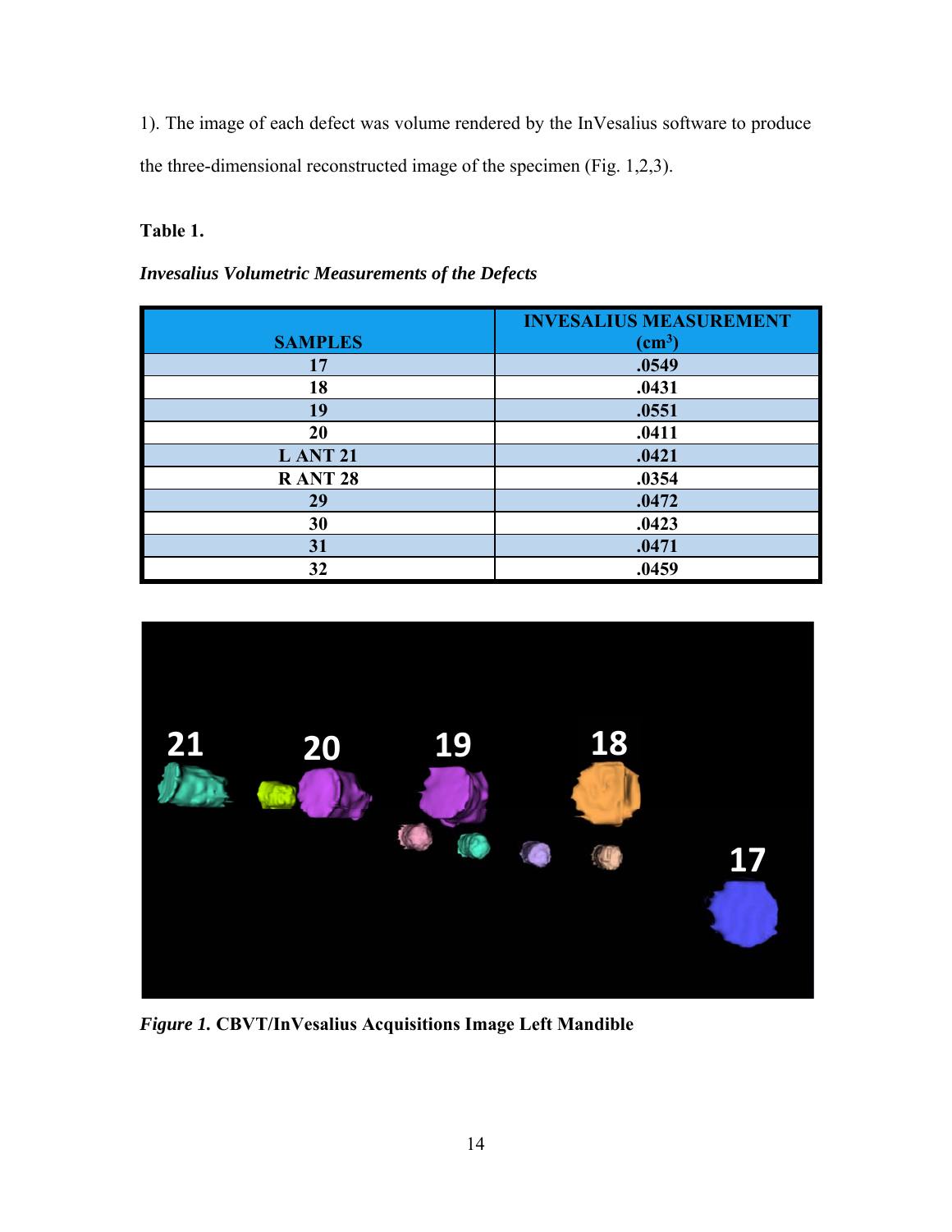1). The image of each defect was volume rendered by the InVesalius software to produce the three-dimensional reconstructed image of the specimen (Fig. 1,2,3).

**Table 1.**

***Invesalius Volumetric Measurements of the Defects***

| SAMPLES | INVESALIUS MEASUREMENT ($cm^3$) |
|---|---|
| 17 | .0549 |
| 18 | .0431 |
| 19 | .0551 |
| 20 | .0411 |
| L ANT 21 | .0421 |
| R ANT 28 | .0354 |
| 29 | .0472 |
| 30 | .0423 |
| 31 | .0471 |
| 32 | .0459 |

***Figure 1.*** **CBVT/InVesalius Acquisitions Image Left Mandible**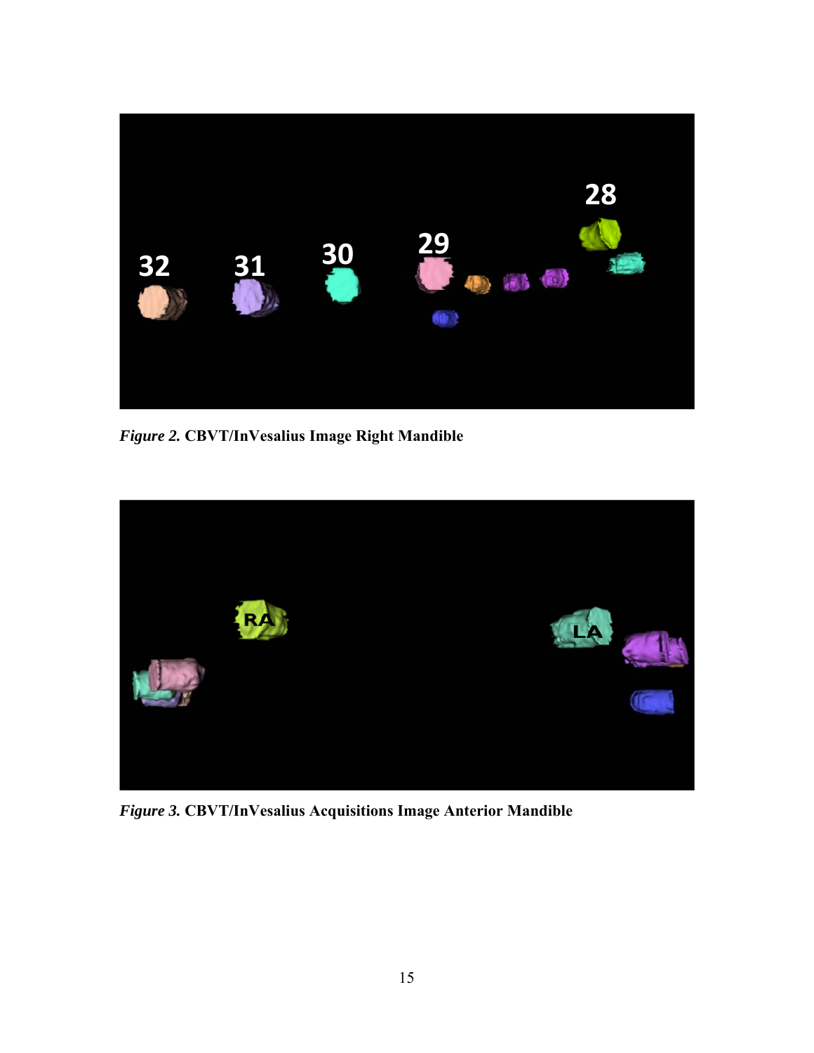*Figure 2.* **CBVT/InVesalius Image Right Mandible**

*Figure 3.* **CBVT/InVesalius Acquisitions Image Anterior Mandible**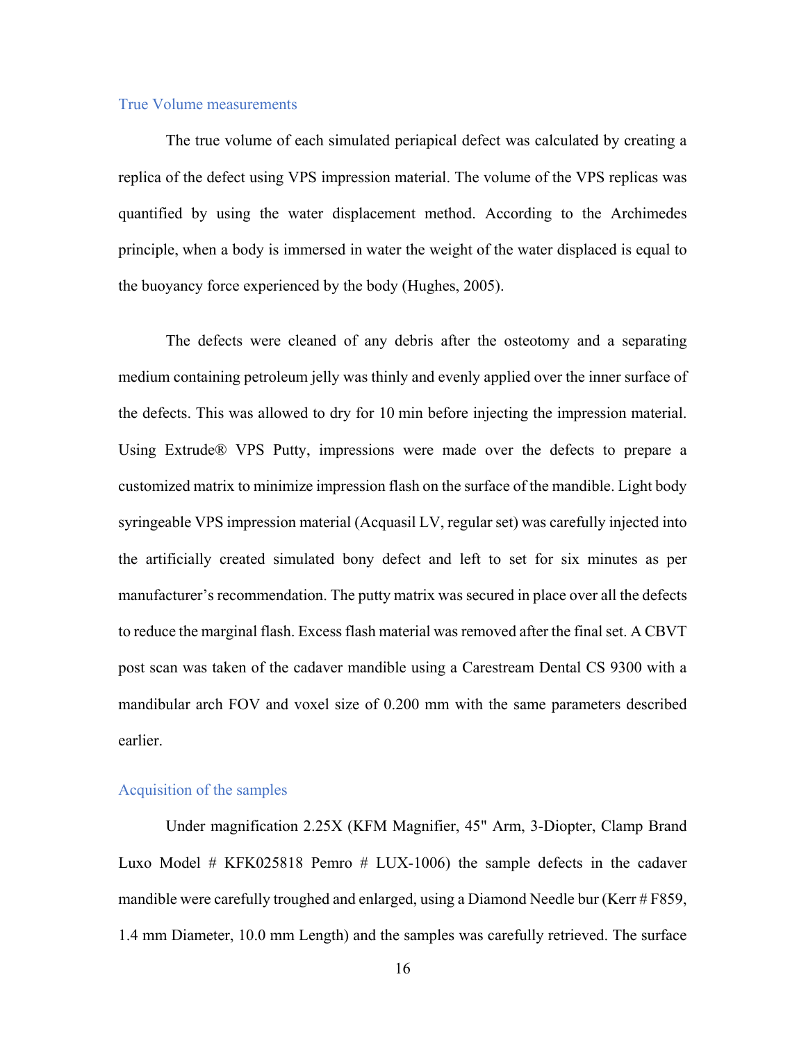### True Volume measurements

The true volume of each simulated periapical defect was calculated by creating a replica of the defect using VPS impression material. The volume of the VPS replicas was quantified by using the water displacement method. According to the Archimedes principle, when a body is immersed in water the weight of the water displaced is equal to the buoyancy force experienced by the body (Hughes, 2005).

The defects were cleaned of any debris after the osteotomy and a separating medium containing petroleum jelly was thinly and evenly applied over the inner surface of the defects. This was allowed to dry for 10 min before injecting the impression material. Using Extrude® VPS Putty, impressions were made over the defects to prepare a customized matrix to minimize impression flash on the surface of the mandible. Light body syringeable VPS impression material (Acquasil LV, regular set) was carefully injected into the artificially created simulated bony defect and left to set for six minutes as per manufacturer's recommendation. The putty matrix was secured in place over all the defects to reduce the marginal flash. Excess flash material was removed after the final set. A CBVT post scan was taken of the cadaver mandible using a Carestream Dental CS 9300 with a mandibular arch FOV and voxel size of 0.200 mm with the same parameters described earlier.

### Acquisition of the samples

Under magnification 2.25X (KFM Magnifier, 45" Arm, 3-Diopter, Clamp Brand Luxo Model # KFK025818 Pemro # LUX-1006) the sample defects in the cadaver mandible were carefully troughed and enlarged, using a Diamond Needle bur (Kerr # F859, 1.4 mm Diameter, 10.0 mm Length) and the samples was carefully retrieved. The surface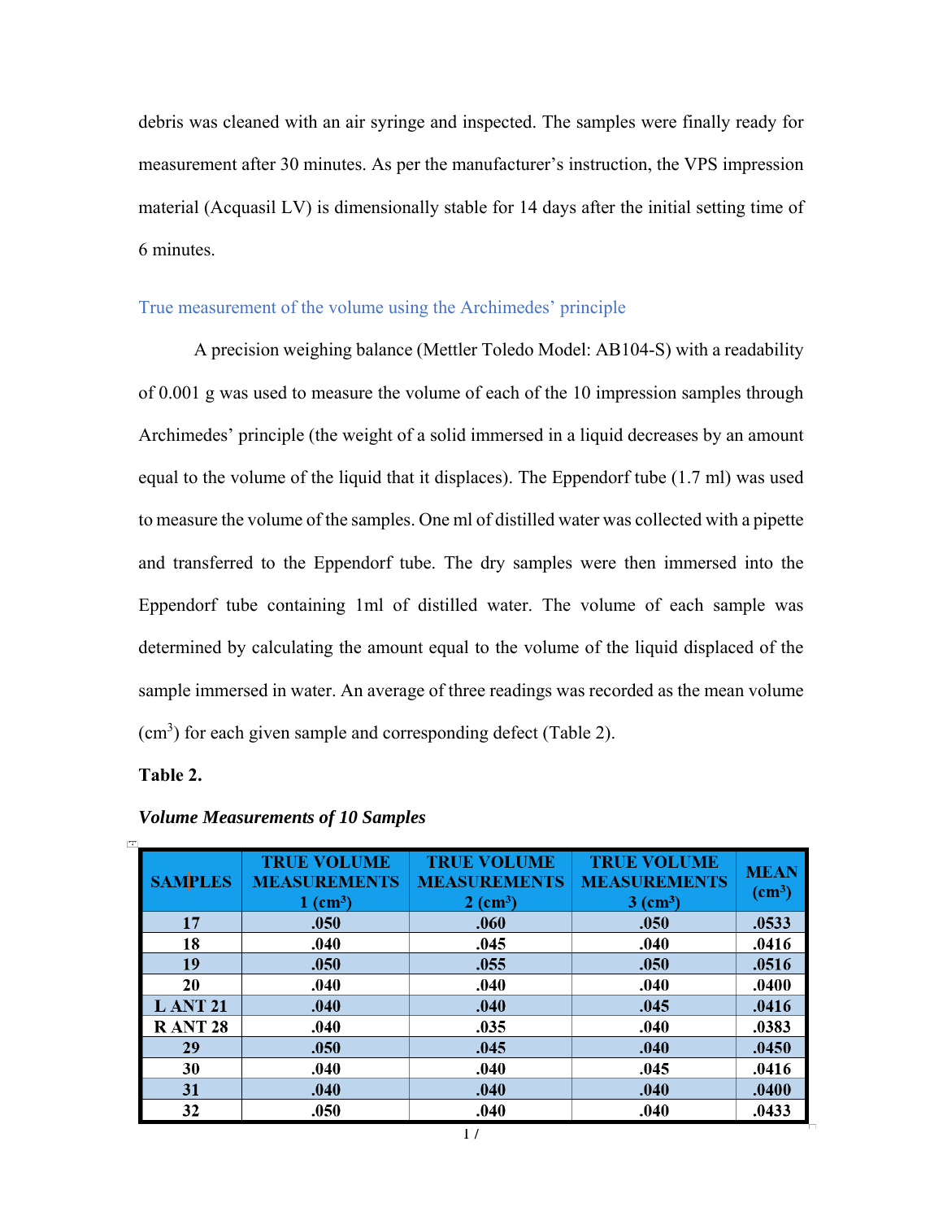debris was cleaned with an air syringe and inspected. The samples were finally ready for measurement after 30 minutes. As per the manufacturer's instruction, the VPS impression material (Acquasil LV) is dimensionally stable for 14 days after the initial setting time of 6 minutes.

### True measurement of the volume using the Archimedes' principle

A precision weighing balance (Mettler Toledo Model: AB104-S) with a readability of 0.001 g was used to measure the volume of each of the 10 impression samples through Archimedes' principle (the weight of a solid immersed in a liquid decreases by an amount equal to the volume of the liquid that it displaces). The Eppendorf tube (1.7 ml) was used to measure the volume of the samples. One ml of distilled water was collected with a pipette and transferred to the Eppendorf tube. The dry samples were then immersed into the Eppendorf tube containing 1ml of distilled water. The volume of each sample was determined by calculating the amount equal to the volume of the liquid displaced of the sample immersed in water. An average of three readings was recorded as the mean volume ($cm^3$) for each given sample and corresponding defect (Table 2).

**Table 2.**

***Volume Measurements of 10 Samples***

| SAMPLES | TRUE VOLUME MEASUREMENTS 1 ($cm^3$) | TRUE VOLUME MEASUREMENTS 2 ($cm^3$) | TRUE VOLUME MEASUREMENTS 3 ($cm^3$) | MEAN ($cm^3$) |
|---|---|---|---|---|
| 17 | .050 | .060 | .050 | .0533 |
| 18 | .040 | .045 | .040 | .0416 |
| 19 | .050 | .055 | .050 | .0516 |
| 20 | .040 | .040 | .040 | .0400 |
| L ANT 21 | .040 | .040 | .045 | .0416 |
| R ANT 28 | .040 | .035 | .040 | .0383 |
| 29 | .050 | .045 | .040 | .0450 |
| 30 | .040 | .040 | .045 | .0416 |
| 31 | .040 | .040 | .040 | .0400 |
| 32 | .050 | .040 | .040 | .0433 |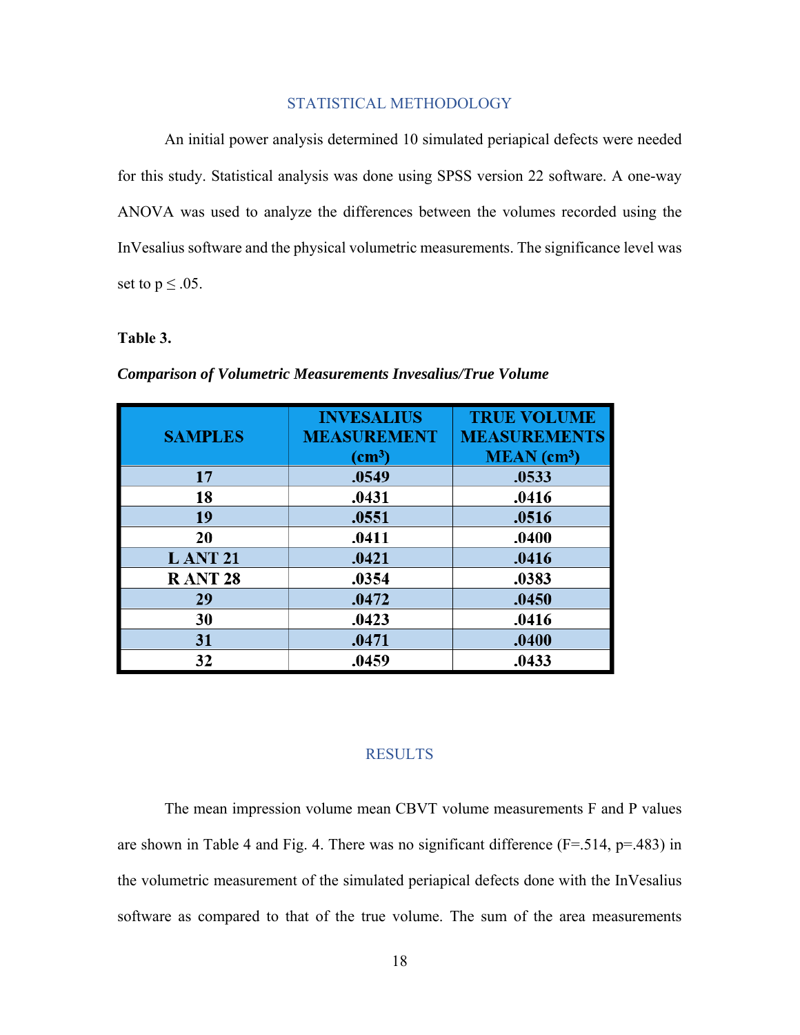## STATISTICAL METHODOLOGY

An initial power analysis determined 10 simulated periapical defects were needed for this study. Statistical analysis was done using SPSS version 22 software. A one-way ANOVA was used to analyze the differences between the volumes recorded using the InVesalius software and the physical volumetric measurements. The significance level was set to $p \leq .05$.

**Table 3.**

***Comparison of Volumetric Measurements Invesalius/True Volume***

| SAMPLES | INVESALIUS MEASUREMENT ($cm^3$) | TRUE VOLUME MEASUREMENTS MEAN ($cm^3$) |
|---|---|---|
| 17 | .0549 | .0533 |
| 18 | .0431 | .0416 |
| 19 | .0551 | .0516 |
| 20 | .0411 | .0400 |
| L ANT 21 | .0421 | .0416 |
| R ANT 28 | .0354 | .0383 |
| 29 | .0472 | .0450 |
| 30 | .0423 | .0416 |
| 31 | .0471 | .0400 |
| 32 | .0459 | .0433 |

## RESULTS

The mean impression volume mean CBVT volume measurements F and P values are shown in Table 4 and Fig. 4. There was no significant difference ($F=.514$, $p=.483$) in the volumetric measurement of the simulated periapical defects done with the InVesalius software as compared to that of the true volume. The sum of the area measurements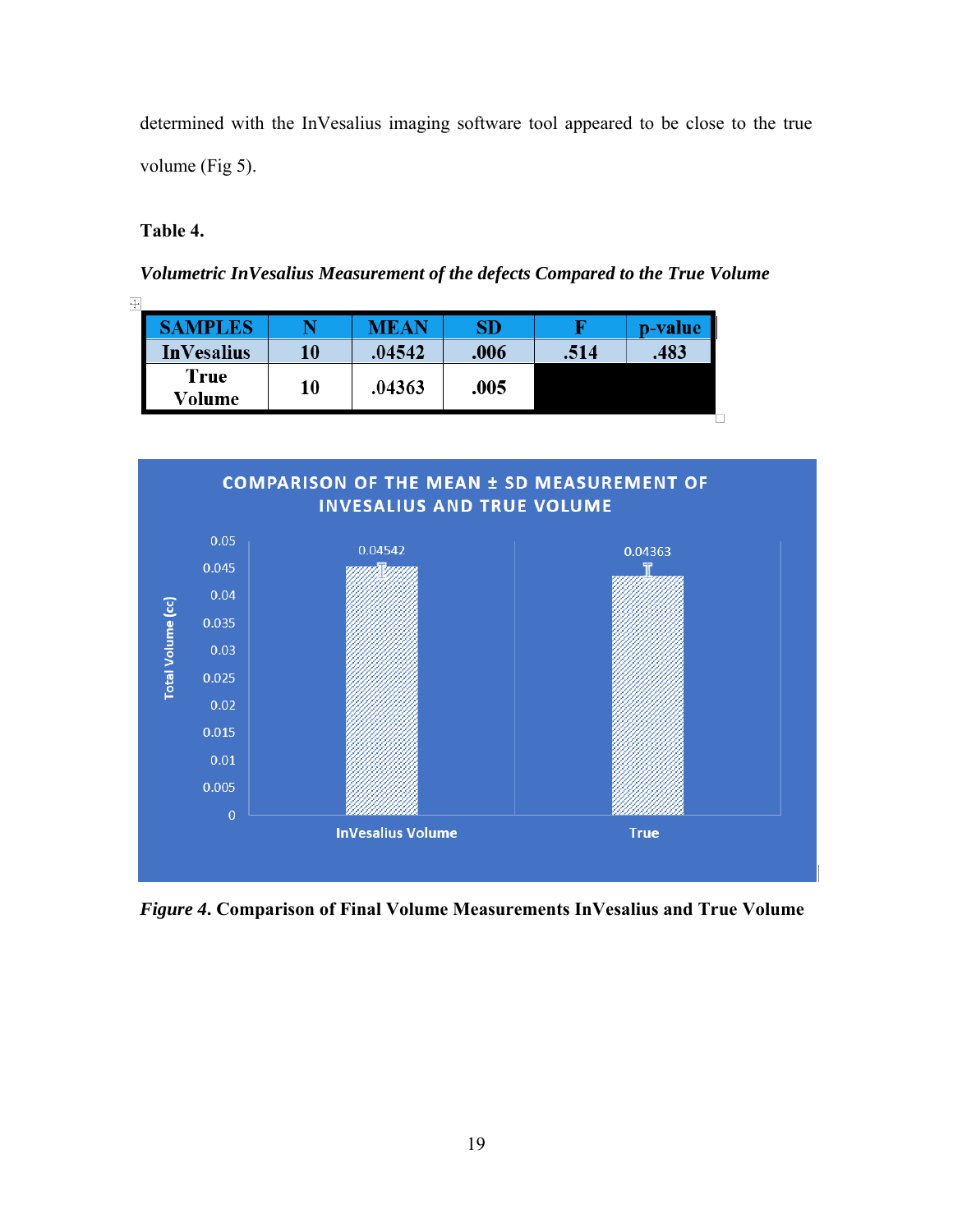determined with the InVesalius imaging software tool appeared to be close to the true volume (Fig 5).

**Table 4.**

***Volumetric InVesalius Measurement of the defects Compared to the True Volume***

| SAMPLES | N | MEAN | SD | F | p-value |
|---|---|---|---|---|---|
| InVesalius | 10 | .04542 | .006 | .514 | .483 |
| True Volume | 10 | .04363 | .005 | | |

COMPARISON OF THE MEAN ± SD MEASUREMENT OF INVESALIUS AND TRUE VOLUME

*Figure 4.* **Comparison of Final Volume Measurements InVesalius and True Volume**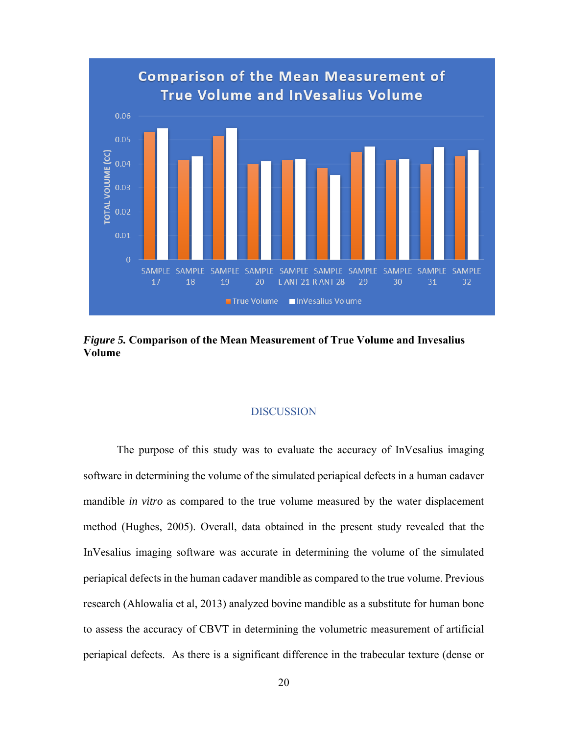*Figure 5.* **Comparison of the Mean Measurement of True Volume and Invesalius Volume**

## DISCUSSION

The purpose of this study was to evaluate the accuracy of InVesalius imaging software in determining the volume of the simulated periapical defects in a human cadaver mandible *in vitro* as compared to the true volume measured by the water displacement method (Hughes, 2005). Overall, data obtained in the present study revealed that the InVesalius imaging software was accurate in determining the volume of the simulated periapical defects in the human cadaver mandible as compared to the true volume. Previous research (Ahlowalia et al, 2013) analyzed bovine mandible as a substitute for human bone to assess the accuracy of CBVT in determining the volumetric measurement of artificial periapical defects. As there is a significant difference in the trabecular texture (dense or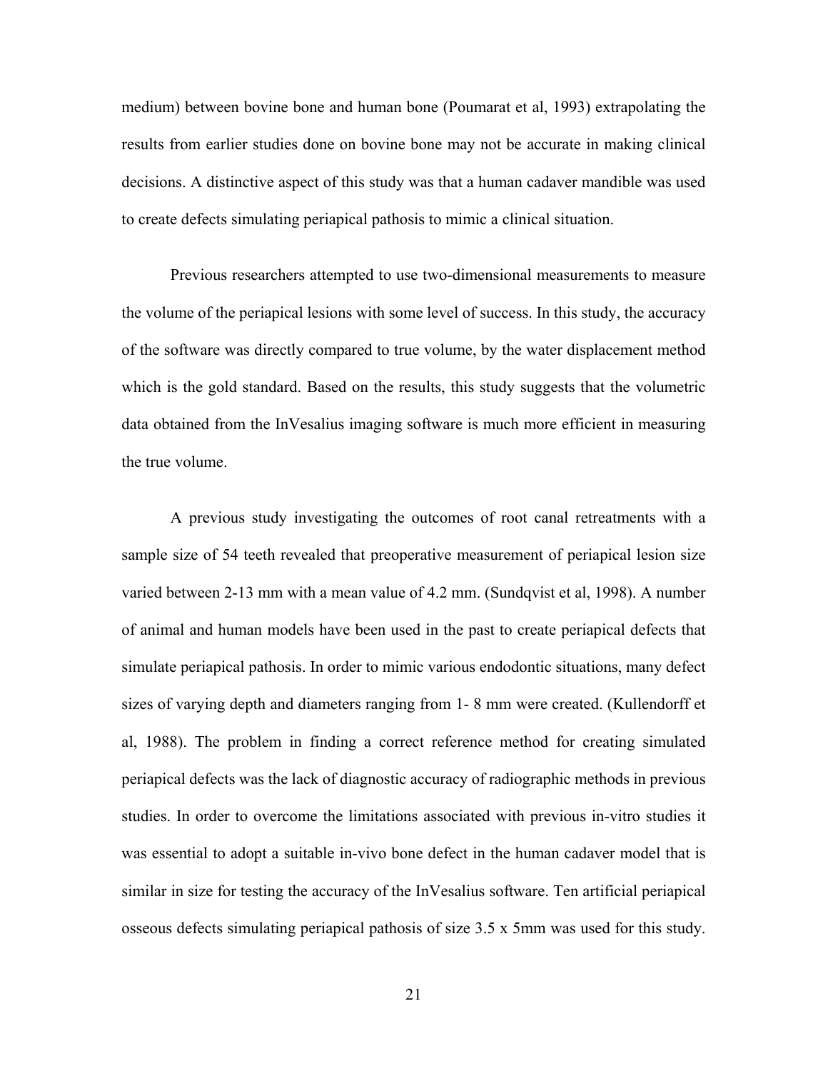medium) between bovine bone and human bone (Poumarat et al, 1993) extrapolating the results from earlier studies done on bovine bone may not be accurate in making clinical decisions. A distinctive aspect of this study was that a human cadaver mandible was used to create defects simulating periapical pathosis to mimic a clinical situation.

Previous researchers attempted to use two-dimensional measurements to measure the volume of the periapical lesions with some level of success. In this study, the accuracy of the software was directly compared to true volume, by the water displacement method which is the gold standard. Based on the results, this study suggests that the volumetric data obtained from the InVesalius imaging software is much more efficient in measuring the true volume.

A previous study investigating the outcomes of root canal retreatments with a sample size of 54 teeth revealed that preoperative measurement of periapical lesion size varied between 2-13 mm with a mean value of 4.2 mm. (Sundqvist et al, 1998). A number of animal and human models have been used in the past to create periapical defects that simulate periapical pathosis. In order to mimic various endodontic situations, many defect sizes of varying depth and diameters ranging from 1- 8 mm were created. (Kullendorff et al, 1988). The problem in finding a correct reference method for creating simulated periapical defects was the lack of diagnostic accuracy of radiographic methods in previous studies. In order to overcome the limitations associated with previous in-vitro studies it was essential to adopt a suitable in-vivo bone defect in the human cadaver model that is similar in size for testing the accuracy of the InVesalius software. Ten artificial periapical osseous defects simulating periapical pathosis of size 3.5 x 5mm was used for this study.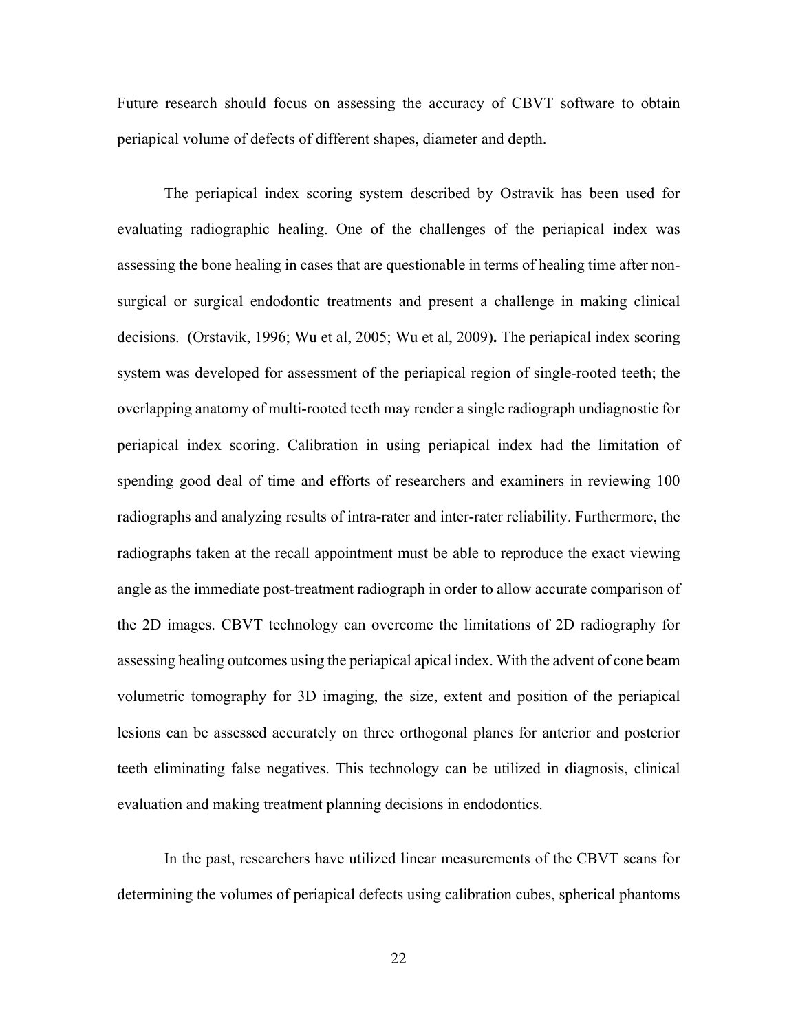Future research should focus on assessing the accuracy of CBVT software to obtain periapical volume of defects of different shapes, diameter and depth.

The periapical index scoring system described by Ostravik has been used for evaluating radiographic healing. One of the challenges of the periapical index was assessing the bone healing in cases that are questionable in terms of healing time after non-surgical or surgical endodontic treatments and present a challenge in making clinical decisions. (Orstavik, 1996; Wu et al, 2005; Wu et al, 2009)**.** The periapical index scoring system was developed for assessment of the periapical region of single-rooted teeth; the overlapping anatomy of multi-rooted teeth may render a single radiograph undiagnostic for periapical index scoring. Calibration in using periapical index had the limitation of spending good deal of time and efforts of researchers and examiners in reviewing 100 radiographs and analyzing results of intra-rater and inter-rater reliability. Furthermore, the radiographs taken at the recall appointment must be able to reproduce the exact viewing angle as the immediate post-treatment radiograph in order to allow accurate comparison of the 2D images. CBVT technology can overcome the limitations of 2D radiography for assessing healing outcomes using the periapical apical index. With the advent of cone beam volumetric tomography for 3D imaging, the size, extent and position of the periapical lesions can be assessed accurately on three orthogonal planes for anterior and posterior teeth eliminating false negatives. This technology can be utilized in diagnosis, clinical evaluation and making treatment planning decisions in endodontics.

In the past, researchers have utilized linear measurements of the CBVT scans for determining the volumes of periapical defects using calibration cubes, spherical phantoms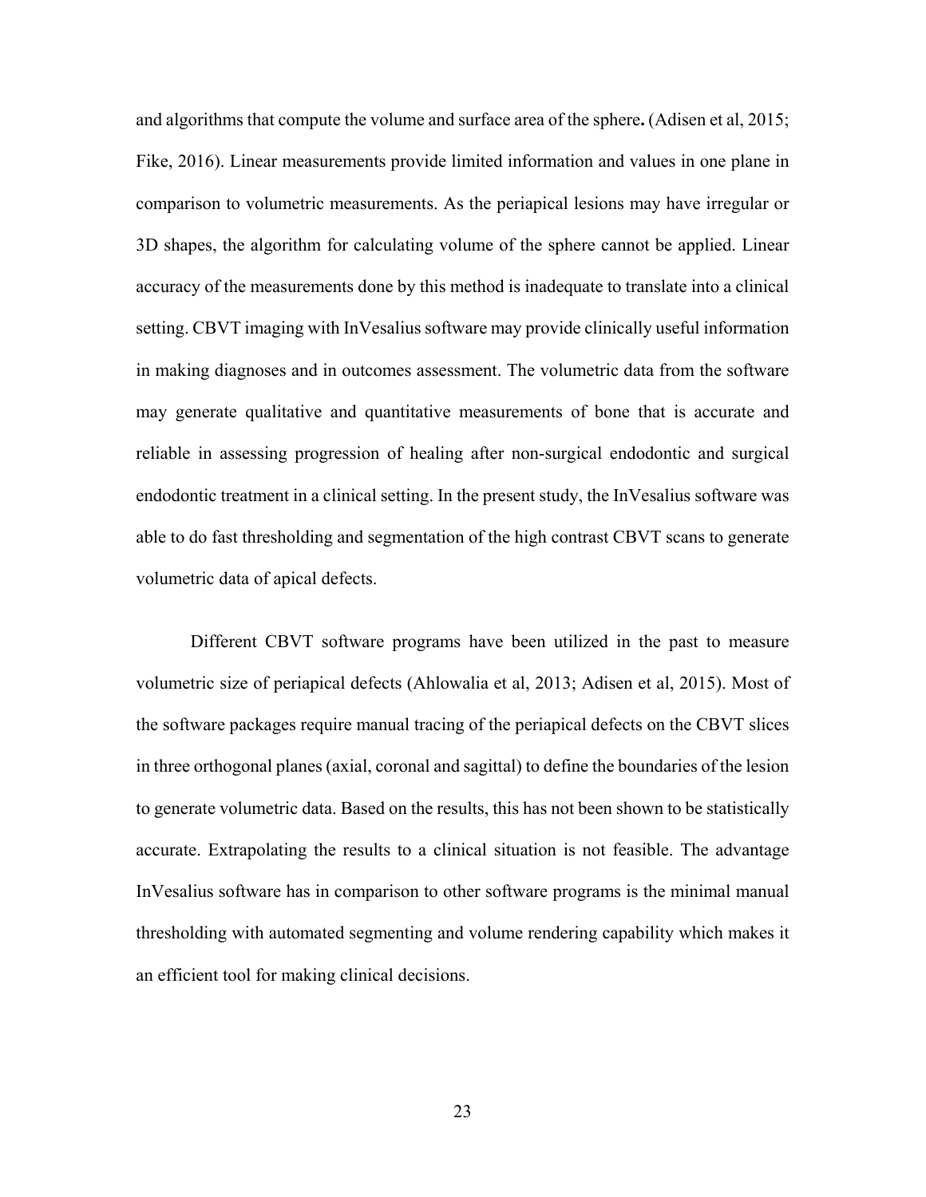and algorithms that compute the volume and surface area of the sphere**.** (Adisen et al, 2015; Fike, 2016). Linear measurements provide limited information and values in one plane in comparison to volumetric measurements. As the periapical lesions may have irregular or 3D shapes, the algorithm for calculating volume of the sphere cannot be applied. Linear accuracy of the measurements done by this method is inadequate to translate into a clinical setting. CBVT imaging with InVesalius software may provide clinically useful information in making diagnoses and in outcomes assessment. The volumetric data from the software may generate qualitative and quantitative measurements of bone that is accurate and reliable in assessing progression of healing after non-surgical endodontic and surgical endodontic treatment in a clinical setting. In the present study, the InVesalius software was able to do fast thresholding and segmentation of the high contrast CBVT scans to generate volumetric data of apical defects.

Different CBVT software programs have been utilized in the past to measure volumetric size of periapical defects (Ahlowalia et al, 2013; Adisen et al, 2015). Most of the software packages require manual tracing of the periapical defects on the CBVT slices in three orthogonal planes (axial, coronal and sagittal) to define the boundaries of the lesion to generate volumetric data. Based on the results, this has not been shown to be statistically accurate. Extrapolating the results to a clinical situation is not feasible. The advantage InVesalius software has in comparison to other software programs is the minimal manual thresholding with automated segmenting and volume rendering capability which makes it an efficient tool for making clinical decisions.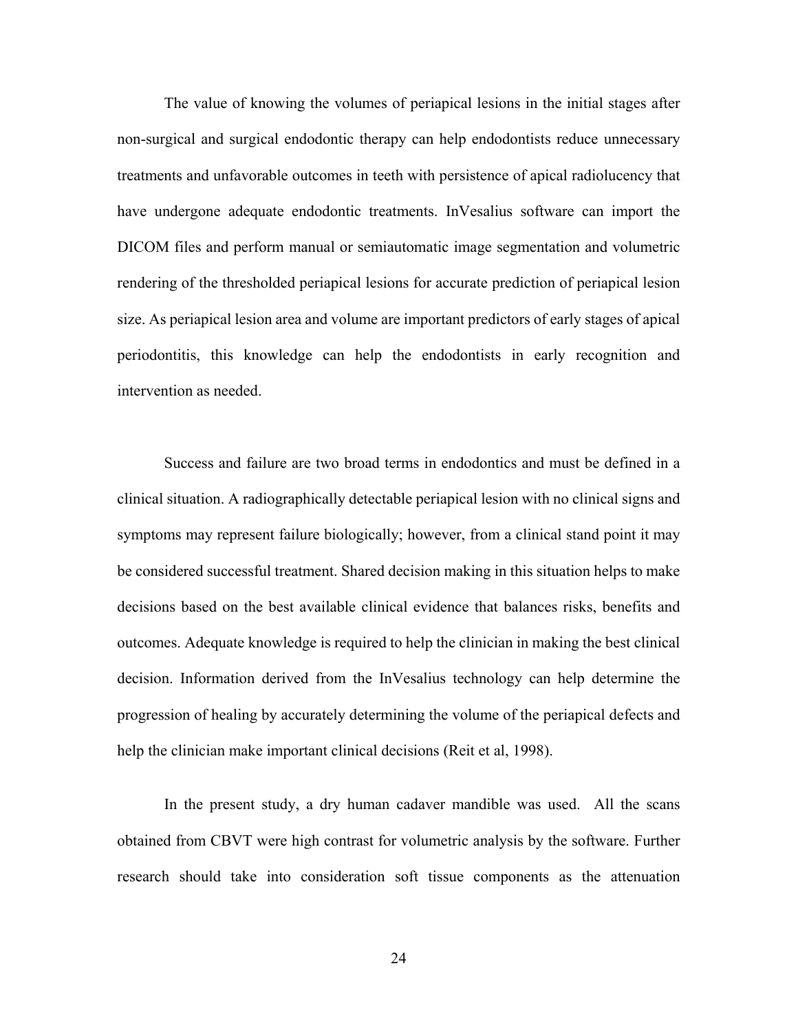The value of knowing the volumes of periapical lesions in the initial stages after non-surgical and surgical endodontic therapy can help endodontists reduce unnecessary treatments and unfavorable outcomes in teeth with persistence of apical radiolucency that have undergone adequate endodontic treatments. InVesalius software can import the DICOM files and perform manual or semiautomatic image segmentation and volumetric rendering of the thresholded periapical lesions for accurate prediction of periapical lesion size. As periapical lesion area and volume are important predictors of early stages of apical periodontitis, this knowledge can help the endodontists in early recognition and intervention as needed.

Success and failure are two broad terms in endodontics and must be defined in a clinical situation. A radiographically detectable periapical lesion with no clinical signs and symptoms may represent failure biologically; however, from a clinical stand point it may be considered successful treatment. Shared decision making in this situation helps to make decisions based on the best available clinical evidence that balances risks, benefits and outcomes. Adequate knowledge is required to help the clinician in making the best clinical decision. Information derived from the InVesalius technology can help determine the progression of healing by accurately determining the volume of the periapical defects and help the clinician make important clinical decisions (Reit et al, 1998).

In the present study, a dry human cadaver mandible was used. All the scans obtained from CBVT were high contrast for volumetric analysis by the software. Further research should take into consideration soft tissue components as the attenuation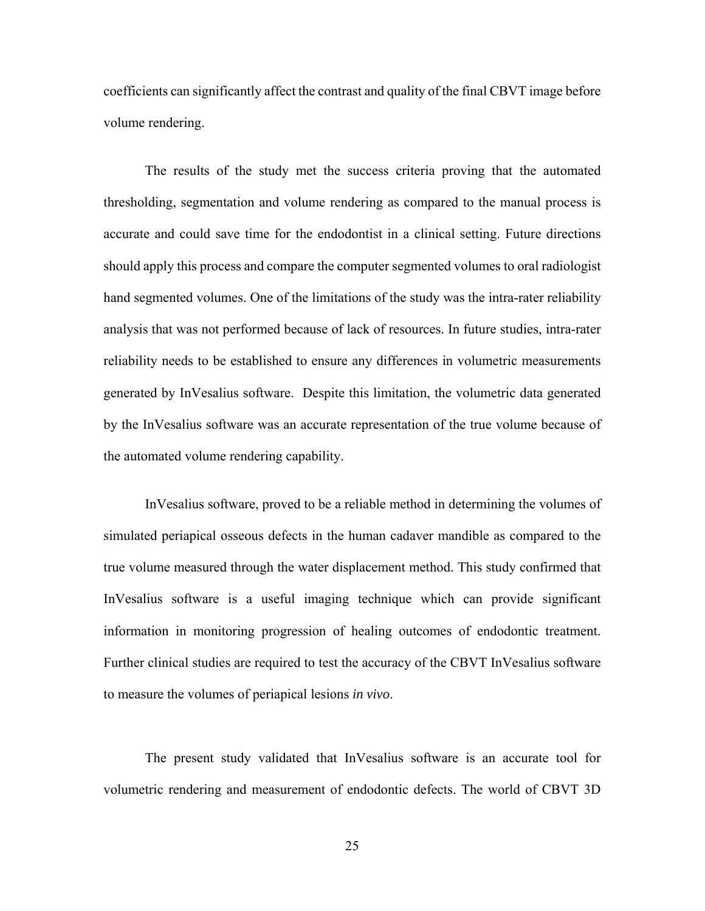coefficients can significantly affect the contrast and quality of the final CBVT image before volume rendering.

The results of the study met the success criteria proving that the automated thresholding, segmentation and volume rendering as compared to the manual process is accurate and could save time for the endodontist in a clinical setting. Future directions should apply this process and compare the computer segmented volumes to oral radiologist hand segmented volumes. One of the limitations of the study was the intra-rater reliability analysis that was not performed because of lack of resources. In future studies, intra-rater reliability needs to be established to ensure any differences in volumetric measurements generated by InVesalius software. Despite this limitation, the volumetric data generated by the InVesalius software was an accurate representation of the true volume because of the automated volume rendering capability.

InVesalius software, proved to be a reliable method in determining the volumes of simulated periapical osseous defects in the human cadaver mandible as compared to the true volume measured through the water displacement method. This study confirmed that InVesalius software is a useful imaging technique which can provide significant information in monitoring progression of healing outcomes of endodontic treatment. Further clinical studies are required to test the accuracy of the CBVT InVesalius software to measure the volumes of periapical lesions *in vivo*.

The present study validated that InVesalius software is an accurate tool for volumetric rendering and measurement of endodontic defects. The world of CBVT 3D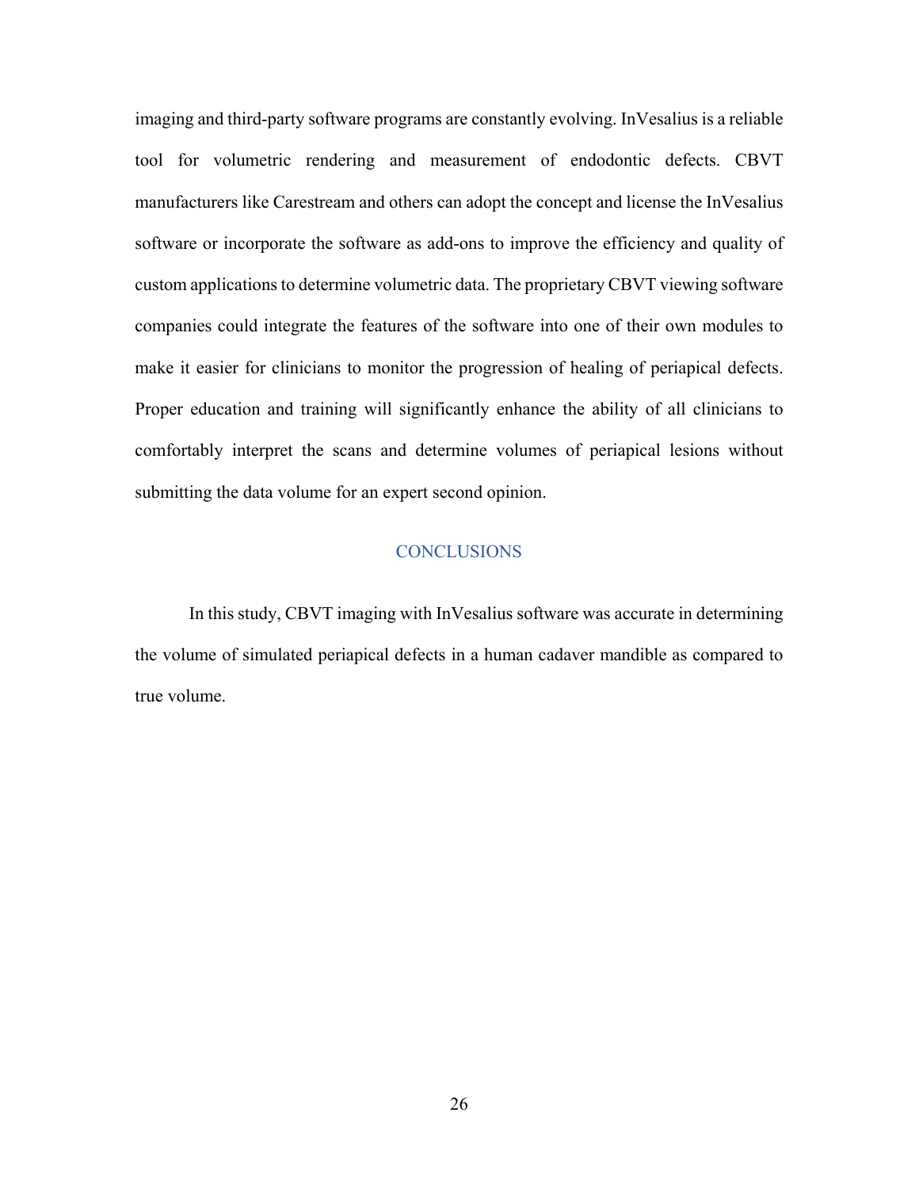imaging and third-party software programs are constantly evolving. InVesalius is a reliable tool for volumetric rendering and measurement of endodontic defects. CBVT manufacturers like Carestream and others can adopt the concept and license the InVesalius software or incorporate the software as add-ons to improve the efficiency and quality of custom applications to determine volumetric data. The proprietary CBVT viewing software companies could integrate the features of the software into one of their own modules to make it easier for clinicians to monitor the progression of healing of periapical defects. Proper education and training will significantly enhance the ability of all clinicians to comfortably interpret the scans and determine volumes of periapical lesions without submitting the data volume for an expert second opinion.

## CONCLUSIONS

In this study, CBVT imaging with InVesalius software was accurate in determining the volume of simulated periapical defects in a human cadaver mandible as compared to true volume.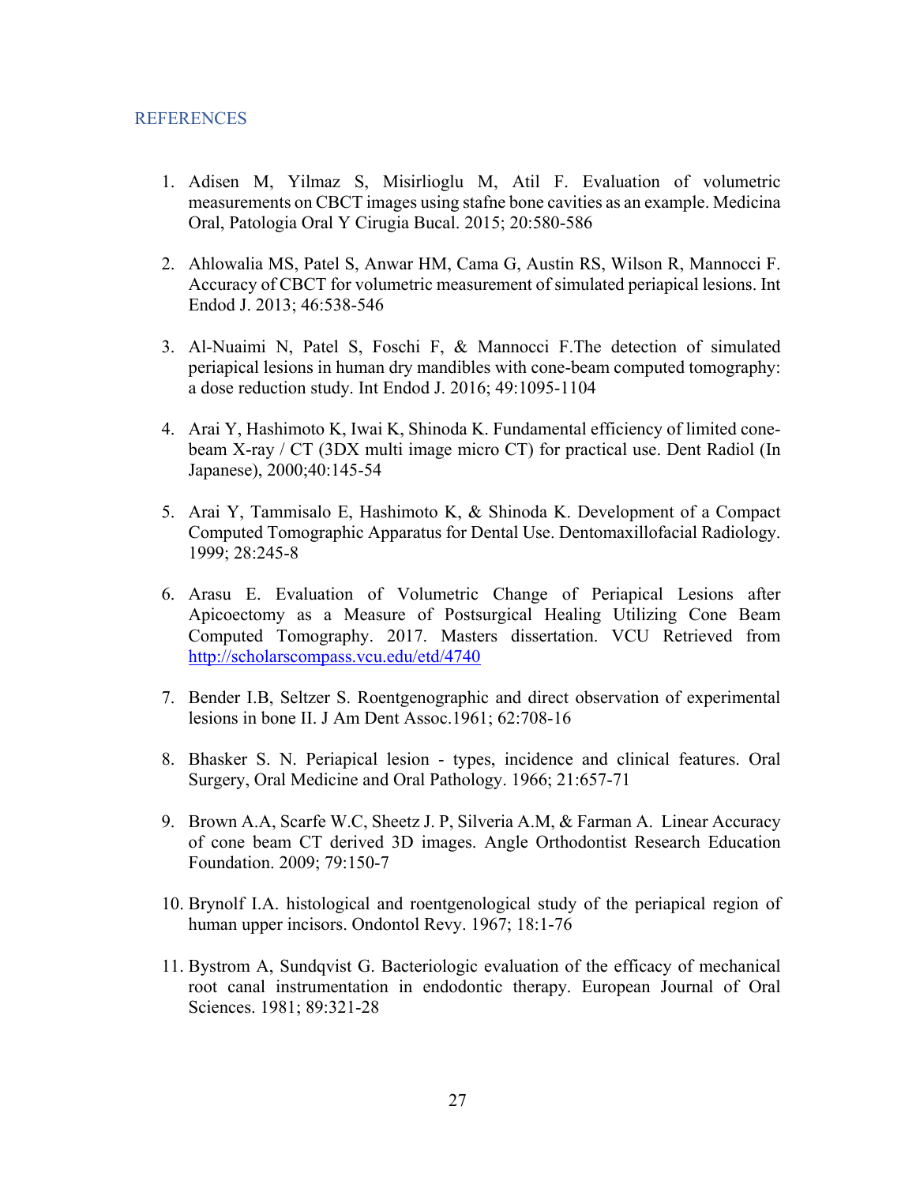## REFERENCES

1. Adisen M, Yilmaz S, Misirlioglu M, Atil F. Evaluation of volumetric measurements on CBCT images using stafne bone cavities as an example. Medicina Oral, Patologia Oral Y Cirugia Bucal. 2015; 20:580-586

2. Ahlowalia MS, Patel S, Anwar HM, Cama G, Austin RS, Wilson R, Mannocci F. Accuracy of CBCT for volumetric measurement of simulated periapical lesions. Int Endod J. 2013; 46:538-546

3. Al-Nuaimi N, Patel S, Foschi F, & Mannocci F.The detection of simulated periapical lesions in human dry mandibles with cone-beam computed tomography: a dose reduction study. Int Endod J. 2016; 49:1095-1104

4. Arai Y, Hashimoto K, Iwai K, Shinoda K. Fundamental efficiency of limited cone-beam X-ray / CT (3DX multi image micro CT) for practical use. Dent Radiol (In Japanese), 2000;40:145-54

5. Arai Y, Tammisalo E, Hashimoto K, & Shinoda K. Development of a Compact Computed Tomographic Apparatus for Dental Use. Dentomaxillofacial Radiology. 1999; 28:245-8

6. Arasu E. Evaluation of Volumetric Change of Periapical Lesions after Apicoectomy as a Measure of Postsurgical Healing Utilizing Cone Beam Computed Tomography. 2017. Masters dissertation. VCU Retrieved from http://scholarscompass.vcu.edu/etd/4740

7. Bender I.B, Seltzer S. Roentgenographic and direct observation of experimental lesions in bone II. J Am Dent Assoc.1961; 62:708-16

8. Bhasker S. N. Periapical lesion - types, incidence and clinical features. Oral Surgery, Oral Medicine and Oral Pathology. 1966; 21:657-71

9. Brown A.A, Scarfe W.C, Sheetz J. P, Silveria A.M, & Farman A. Linear Accuracy of cone beam CT derived 3D images. Angle Orthodontist Research Education Foundation. 2009; 79:150-7

10. Brynolf I.A. histological and roentgenological study of the periapical region of human upper incisors. Ondontol Revy. 1967; 18:1-76

11. Bystrom A, Sundqvist G. Bacteriologic evaluation of the efficacy of mechanical root canal instrumentation in endodontic therapy. European Journal of Oral Sciences. 1981; 89:321-28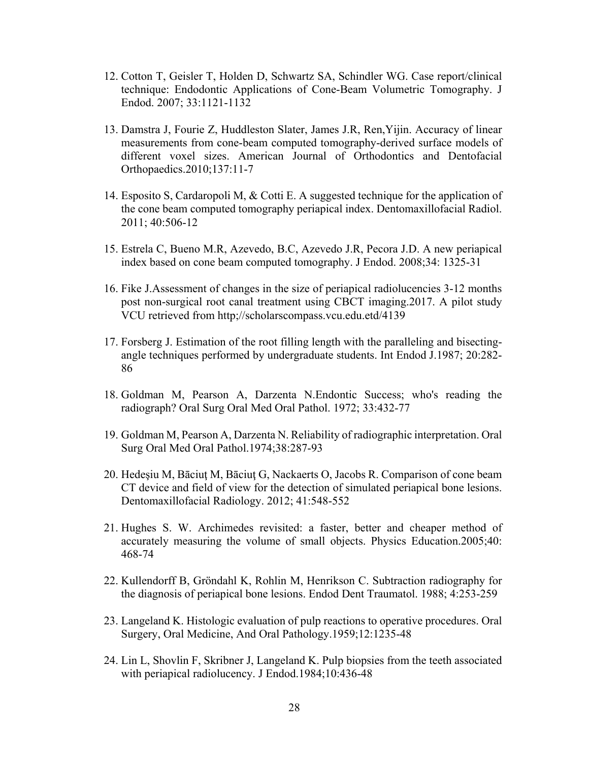12. Cotton T, Geisler T, Holden D, Schwartz SA, Schindler WG. Case report/clinical technique: Endodontic Applications of Cone-Beam Volumetric Tomography. J Endod. 2007; 33:1121-1132

13. Damstra J, Fourie Z, Huddleston Slater, James J.R, Ren,Yijin. Accuracy of linear measurements from cone-beam computed tomography-derived surface models of different voxel sizes. American Journal of Orthodontics and Dentofacial Orthopaedics.2010;137:11-7

14. Esposito S, Cardaropoli M, & Cotti E. A suggested technique for the application of the cone beam computed tomography periapical index. Dentomaxillofacial Radiol. 2011; 40:506-12

15. Estrela C, Bueno M.R, Azevedo, B.C, Azevedo J.R, Pecora J.D. A new periapical index based on cone beam computed tomography. J Endod. 2008;34: 1325-31

16. Fike J.Assessment of changes in the size of periapical radiolucencies 3-12 months post non-surgical root canal treatment using CBCT imaging.2017. A pilot study VCU retrieved from http;//scholarscompass.vcu.edu.etd/4139

17. Forsberg J. Estimation of the root filling length with the paralleling and bisecting-angle techniques performed by undergraduate students. Int Endod J.1987; 20:282-86

18. Goldman M, Pearson A, Darzenta N.Endontic Success; who's reading the radiograph? Oral Surg Oral Med Oral Pathol. 1972; 33:432-77

19. Goldman M, Pearson A, Darzenta N. Reliability of radiographic interpretation. Oral Surg Oral Med Oral Pathol.1974;38:287-93

20. Hedeşiu M, Bāciuţ M, Bāciuţ G, Nackaerts O, Jacobs R. Comparison of cone beam CT device and field of view for the detection of simulated periapical bone lesions. Dentomaxillofacial Radiology. 2012; 41:548-552

21. Hughes S. W. Archimedes revisited: a faster, better and cheaper method of accurately measuring the volume of small objects. Physics Education.2005;40: 468-74

22. Kullendorff B, Gröndahl K, Rohlin M, Henrikson C. Subtraction radiography for the diagnosis of periapical bone lesions. Endod Dent Traumatol. 1988; 4:253-259

23. Langeland K. Histologic evaluation of pulp reactions to operative procedures. Oral Surgery, Oral Medicine, And Oral Pathology.1959;12:1235-48

24. Lin L, Shovlin F, Skribner J, Langeland K. Pulp biopsies from the teeth associated with periapical radiolucency. J Endod.1984;10:436-48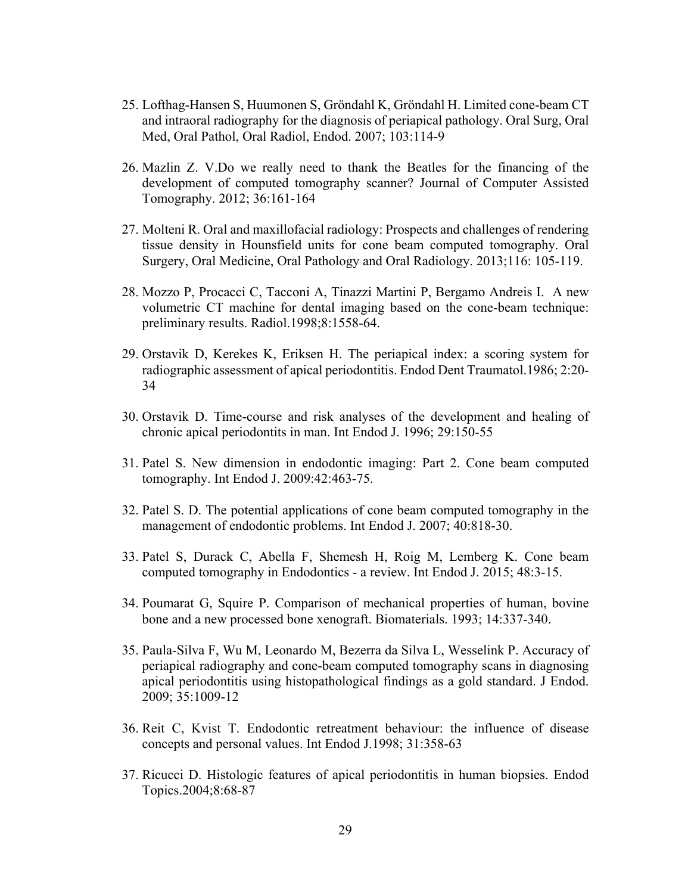25. Lofthag-Hansen S, Huumonen S, Gröndahl K, Gröndahl H. Limited cone-beam CT and intraoral radiography for the diagnosis of periapical pathology. Oral Surg, Oral Med, Oral Pathol, Oral Radiol, Endod. 2007; 103:114-9

26. Mazlin Z. V.Do we really need to thank the Beatles for the financing of the development of computed tomography scanner? Journal of Computer Assisted Tomography. 2012; 36:161-164

27. Molteni R. Oral and maxillofacial radiology: Prospects and challenges of rendering tissue density in Hounsfield units for cone beam computed tomography. Oral Surgery, Oral Medicine, Oral Pathology and Oral Radiology. 2013;116: 105-119.

28. Mozzo P, Procacci C, Tacconi A, Tinazzi Martini P, Bergamo Andreis I. A new volumetric CT machine for dental imaging based on the cone-beam technique: preliminary results. Radiol.1998;8:1558-64.

29. Orstavik D, Kerekes K, Eriksen H. The periapical index: a scoring system for radiographic assessment of apical periodontitis. Endod Dent Traumatol.1986; 2:20-34

30. Orstavik D. Time-course and risk analyses of the development and healing of chronic apical periodontits in man. Int Endod J. 1996; 29:150-55

31. Patel S. New dimension in endodontic imaging: Part 2. Cone beam computed tomography. Int Endod J. 2009:42:463-75.

32. Patel S. D. The potential applications of cone beam computed tomography in the management of endodontic problems. Int Endod J. 2007; 40:818-30.

33. Patel S, Durack C, Abella F, Shemesh H, Roig M, Lemberg K. Cone beam computed tomography in Endodontics - a review. Int Endod J. 2015; 48:3-15.

34. Poumarat G, Squire P. Comparison of mechanical properties of human, bovine bone and a new processed bone xenograft. Biomaterials. 1993; 14:337-340.

35. Paula-Silva F, Wu M, Leonardo M, Bezerra da Silva L, Wesselink P. Accuracy of periapical radiography and cone-beam computed tomography scans in diagnosing apical periodontitis using histopathological findings as a gold standard. J Endod. 2009; 35:1009-12

36. Reit C, Kvist T. Endodontic retreatment behaviour: the influence of disease concepts and personal values. Int Endod J.1998; 31:358-63

37. Ricucci D. Histologic features of apical periodontitis in human biopsies. Endod Topics.2004;8:68-87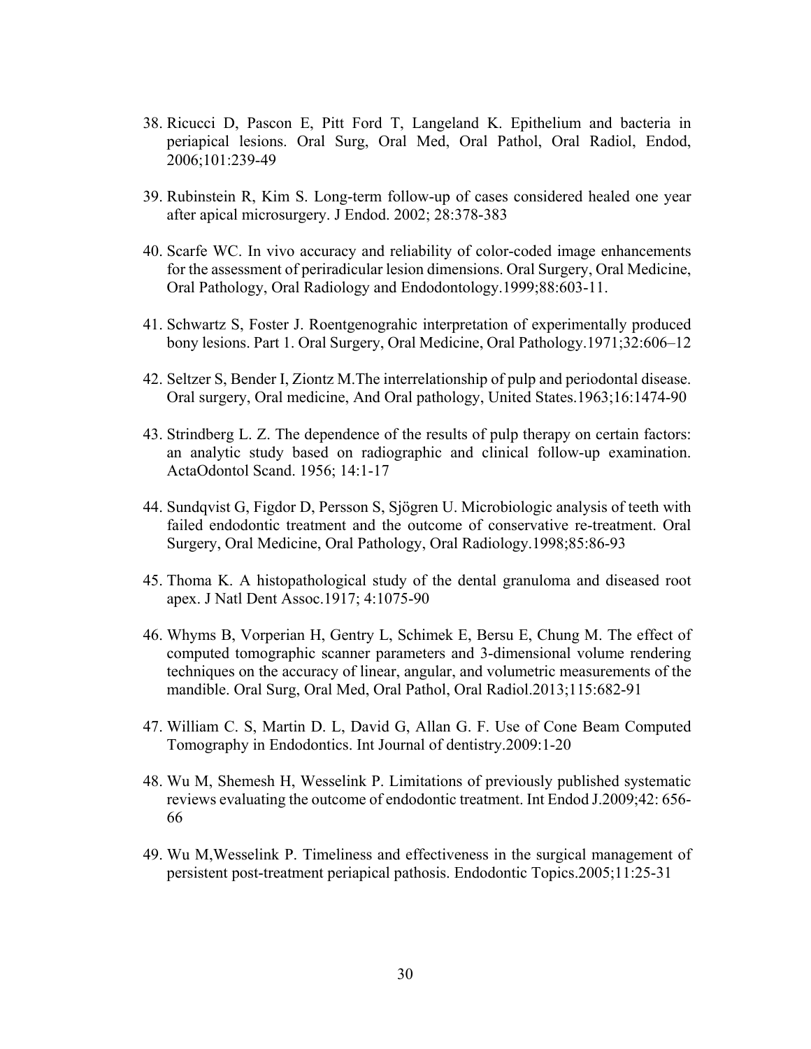38. Ricucci D, Pascon E, Pitt Ford T, Langeland K. Epithelium and bacteria in periapical lesions. Oral Surg, Oral Med, Oral Pathol, Oral Radiol, Endod, 2006;101:239-49

39. Rubinstein R, Kim S. Long-term follow-up of cases considered healed one year after apical microsurgery. J Endod. 2002; 28:378-383

40. Scarfe WC. In vivo accuracy and reliability of color-coded image enhancements for the assessment of periradicular lesion dimensions. Oral Surgery, Oral Medicine, Oral Pathology, Oral Radiology and Endodontology.1999;88:603-11.

41. Schwartz S, Foster J. Roentgenograhic interpretation of experimentally produced bony lesions. Part 1. Oral Surgery, Oral Medicine, Oral Pathology.1971;32:606–12

42. Seltzer S, Bender I, Ziontz M.The interrelationship of pulp and periodontal disease. Oral surgery, Oral medicine, And Oral pathology, United States.1963;16:1474-90

43. Strindberg L. Z. The dependence of the results of pulp therapy on certain factors: an analytic study based on radiographic and clinical follow-up examination. ActaOdontol Scand. 1956; 14:1-17

44. Sundqvist G, Figdor D, Persson S, Sjögren U. Microbiologic analysis of teeth with failed endodontic treatment and the outcome of conservative re-treatment. Oral Surgery, Oral Medicine, Oral Pathology, Oral Radiology.1998;85:86-93

45. Thoma K. A histopathological study of the dental granuloma and diseased root apex. J Natl Dent Assoc.1917; 4:1075-90

46. Whyms B, Vorperian H, Gentry L, Schimek E, Bersu E, Chung M. The effect of computed tomographic scanner parameters and 3-dimensional volume rendering techniques on the accuracy of linear, angular, and volumetric measurements of the mandible. Oral Surg, Oral Med, Oral Pathol, Oral Radiol.2013;115:682-91

47. William C. S, Martin D. L, David G, Allan G. F. Use of Cone Beam Computed Tomography in Endodontics. Int Journal of dentistry.2009:1-20

48. Wu M, Shemesh H, Wesselink P. Limitations of previously published systematic reviews evaluating the outcome of endodontic treatment. Int Endod J.2009;42: 656-66

49. Wu M,Wesselink P. Timeliness and effectiveness in the surgical management of persistent post-treatment periapical pathosis. Endodontic Topics.2005;11:25-31